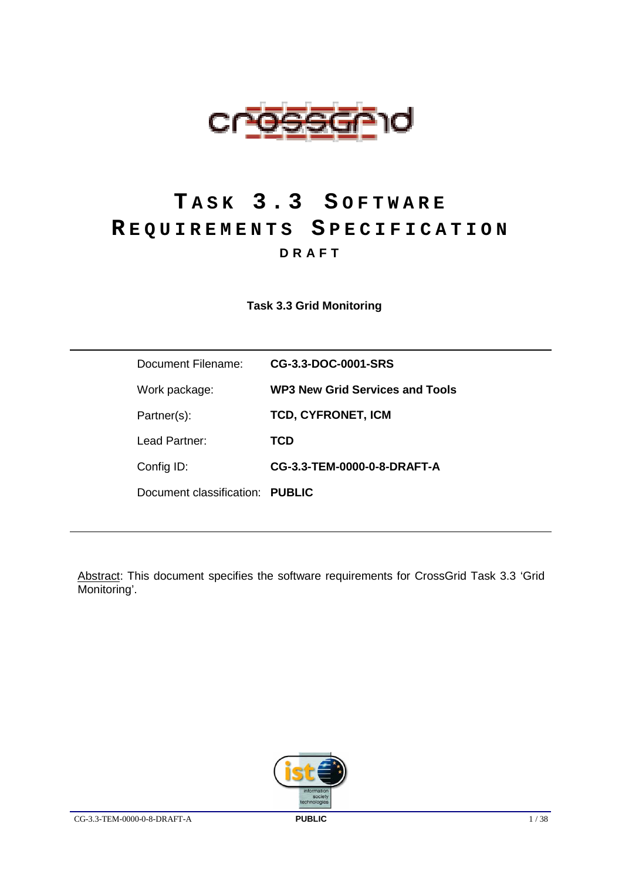# TASK 3.3 SOFTWARE REQUIREMENTS SPECIFICATION

**DRAFT**

**Task 3.3 Grid Monitoring**

| | |
|---|---|
| Document Filename: | **CG-3.3-DOC-0001-SRS** |
| Work package: | **WP3 New Grid Services and Tools** |
| Partner(s): | **TCD, CYFRONET, ICM** |
| Lead Partner: | **TCD** |
| Config ID: | **CG-3.3-TEM-0000-0-8-DRAFT-A** |
| Document classification: | **PUBLIC** |

Abstract: This document specifies the software requirements for CrossGrid Task 3.3 'Grid Monitoring'.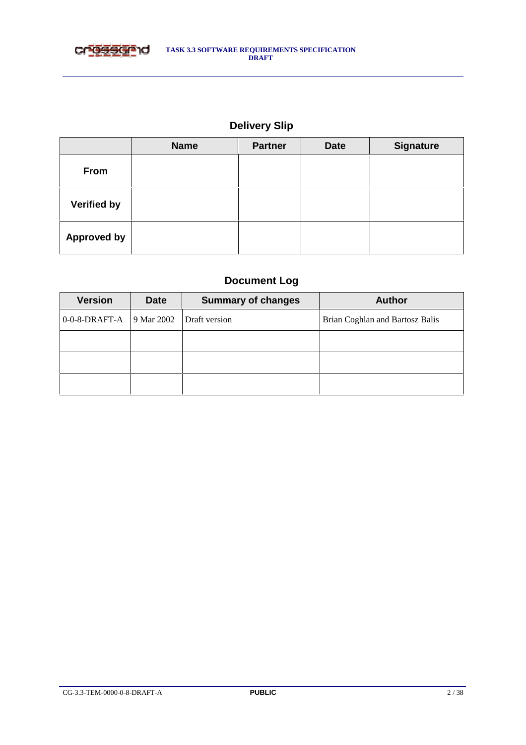## Delivery Slip

| | Name | Partner | Date | Signature |
|---|---|---|---|---|
| **From** | | | | |
| **Verified by** | | | | |
| **Approved by** | | | | |

## Document Log

| Version | Date | Summary of changes | Author |
|---|---|---|---|
| 0-0-8-DRAFT-A | 9 Mar 2002 | Draft version | Brian Coghlan and Bartosz Balis |
| | | | |
| | | | |
| | | | |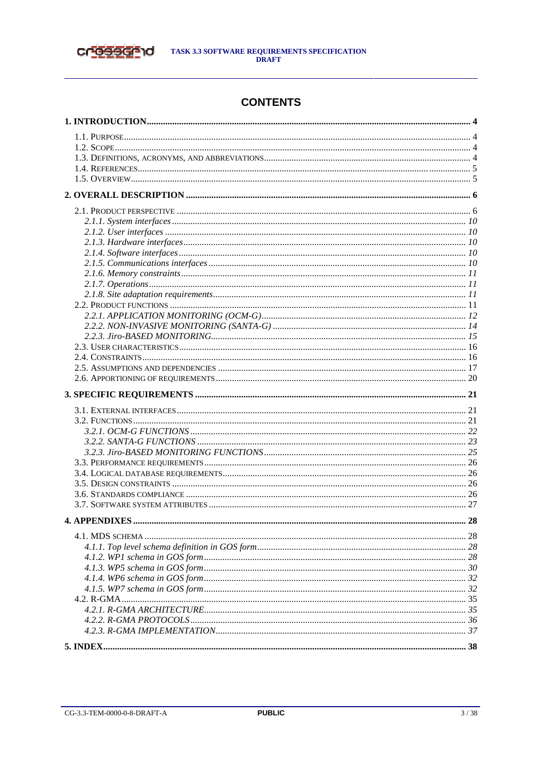# CONTENTS

**1. INTRODUCTION** ..... **4**

- 1.1. PURPOSE ..... 4
- 1.2. SCOPE ..... 4
- 1.3. DEFINITIONS, ACRONYMS, AND ABBREVIATIONS ..... 4
- 1.4. REFERENCES ..... 5
- 1.5. OVERVIEW ..... 5

**2. OVERALL DESCRIPTION** ..... **6**

- 2.1. PRODUCT PERSPECTIVE ..... 6
  - *2.1.1. System interfaces* ..... *10*
  - *2.1.2. User interfaces* ..... *10*
  - *2.1.3. Hardware interfaces* ..... *10*
  - *2.1.4. Software interfaces* ..... *10*
  - *2.1.5. Communications interfaces* ..... *10*
  - *2.1.6. Memory constraints* ..... *11*
  - *2.1.7. Operations* ..... *11*
  - *2.1.8. Site adaptation requirements* ..... *11*
- 2.2. PRODUCT FUNCTIONS ..... 11
  - *2.2.1. APPLICATION MONITORING (OCM-G)* ..... *12*
  - *2.2.2. NON-INVASIVE MONITORING (SANTA-G)* ..... *14*
  - *2.2.3. Jiro-BASED MONITORING* ..... *15*
- 2.3. USER CHARACTERISTICS ..... 16
- 2.4. CONSTRAINTS ..... 16
- 2.5. ASSUMPTIONS AND DEPENDENCIES ..... 17
- 2.6. APPORTIONING OF REQUIREMENTS ..... 20

**3. SPECIFIC REQUIREMENTS** ..... **21**

- 3.1. EXTERNAL INTERFACES ..... 21
- 3.2. FUNCTIONS ..... 21
  - *3.2.1. OCM-G FUNCTIONS* ..... *22*
  - *3.2.2. SANTA-G FUNCTIONS* ..... *23*
  - *3.2.3. Jiro-BASED MONITORING FUNCTIONS* ..... *25*
- 3.3. PERFORMANCE REQUIREMENTS ..... 26
- 3.4. LOGICAL DATABASE REQUIREMENTS ..... 26
- 3.5. DESIGN CONSTRAINTS ..... 26
- 3.6. STANDARDS COMPLIANCE ..... 26
- 3.7. SOFTWARE SYSTEM ATTRIBUTES ..... 27

**4. APPENDIXES** ..... **28**

- 4.1. MDS SCHEMA ..... 28
  - *4.1.1. Top level schema definition in GOS form* ..... *28*
  - *4.1.2. WP1 schema in GOS form* ..... *28*
  - *4.1.3. WP5 schema in GOS form* ..... *30*
  - *4.1.4. WP6 schema in GOS form* ..... *32*
  - *4.1.5. WP7 schema in GOS form* ..... *32*
- 4.2. R-GMA ..... 35
  - *4.2.1. R-GMA ARCHITECTURE* ..... *35*
  - *4.2.2. R-GMA PROTOCOLS* ..... *36*
  - *4.2.3. R-GMA IMPLEMENTATION* ..... *37*

**5. INDEX** ..... **38**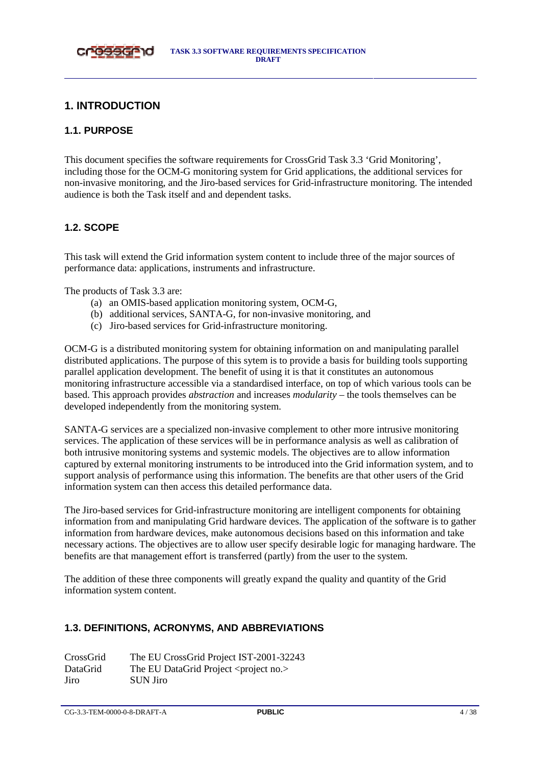# 1. INTRODUCTION

## 1.1. PURPOSE

This document specifies the software requirements for CrossGrid Task 3.3 'Grid Monitoring', including those for the OCM-G monitoring system for Grid applications, the additional services for non-invasive monitoring, and the Jiro-based services for Grid-infrastructure monitoring. The intended audience is both the Task itself and and dependent tasks.

## 1.2. SCOPE

This task will extend the Grid information system content to include three of the major sources of performance data: applications, instruments and infrastructure.

The products of Task 3.3 are:

(a) an OMIS-based application monitoring system, OCM-G,
(b) additional services, SANTA-G, for non-invasive monitoring, and
(c) Jiro-based services for Grid-infrastructure monitoring.

OCM-G is a distributed monitoring system for obtaining information on and manipulating parallel distributed applications. The purpose of this sytem is to provide a basis for building tools supporting parallel application development. The benefit of using it is that it constitutes an autonomous monitoring infrastructure accessible via a standardised interface, on top of which various tools can be based. This approach provides *abstraction* and increases *modularity* – the tools themselves can be developed independently from the monitoring system.

SANTA-G services are a specialized non-invasive complement to other more intrusive monitoring services. The application of these services will be in performance analysis as well as calibration of both intrusive monitoring systems and systemic models. The objectives are to allow information captured by external monitoring instruments to be introduced into the Grid information system, and to support analysis of performance using this information. The benefits are that other users of the Grid information system can then access this detailed performance data.

The Jiro-based services for Grid-infrastructure monitoring are intelligent components for obtaining information from and manipulating Grid hardware devices. The application of the software is to gather information from hardware devices, make autonomous decisions based on this information and take necessary actions. The objectives are to allow user specify desirable logic for managing hardware. The benefits are that management effort is transferred (partly) from the user to the system.

The addition of these three components will greatly expand the quality and quantity of the Grid information system content.

## 1.3. DEFINITIONS, ACRONYMS, AND ABBREVIATIONS

| | |
|---|---|
| CrossGrid | The EU CrossGrid Project IST-2001-32243 |
| DataGrid | The EU DataGrid Project <project no.> |
| Jiro | SUN Jiro |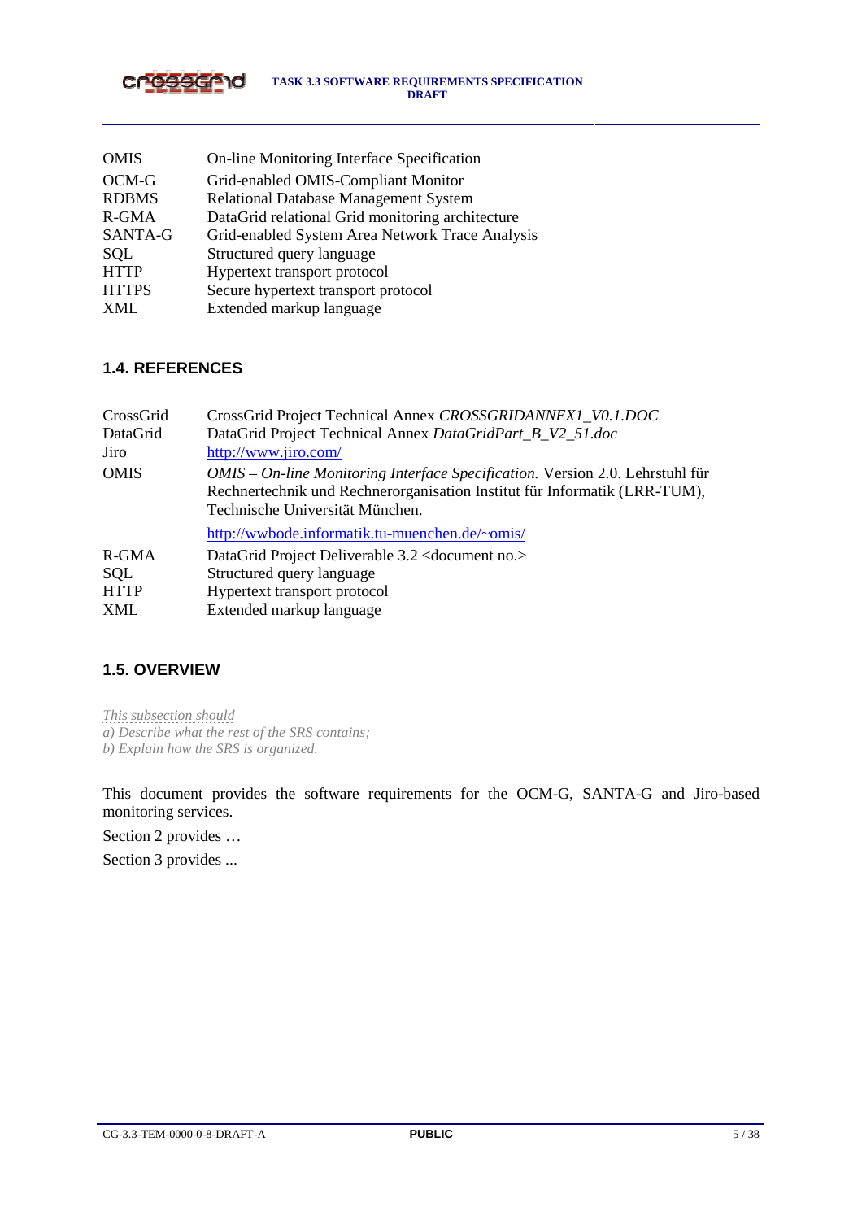| | |
|---|---|
| OMIS | On-line Monitoring Interface Specification |
| OCM-G | Grid-enabled OMIS-Compliant Monitor |
| RDBMS | Relational Database Management System |
| R-GMA | DataGrid relational Grid monitoring architecture |
| SANTA-G | Grid-enabled System Area Network Trace Analysis |
| SQL | Structured query language |
| HTTP | Hypertext transport protocol |
| HTTPS | Secure hypertext transport protocol |
| XML | Extended markup language |

## 1.4. REFERENCES

| | |
|---|---|
| CrossGrid | CrossGrid Project Technical Annex *CROSSGRIDANNEX1_V0.1.DOC* |
| DataGrid | DataGrid Project Technical Annex *DataGridPart_B_V2_51.doc* |
| Jiro | http://www.jiro.com/ |
| OMIS | *OMIS – On-line Monitoring Interface Specification.* Version 2.0. Lehrstuhl für Rechnertechnik und Rechnerorganisation Institut für Informatik (LRR-TUM), Technische Universität München. http://wwbode.informatik.tu-muenchen.de/~omis/ |
| R-GMA | DataGrid Project Deliverable 3.2 <document no.> |
| SQL | Structured query language |
| HTTP | Hypertext transport protocol |
| XML | Extended markup language |

## 1.5. OVERVIEW

*This subsection should*
*a) Describe what the rest of the SRS contains;*
*b) Explain how the SRS is organized.*

This document provides the software requirements for the OCM-G, SANTA-G and Jiro-based monitoring services.

Section 2 provides …

Section 3 provides ...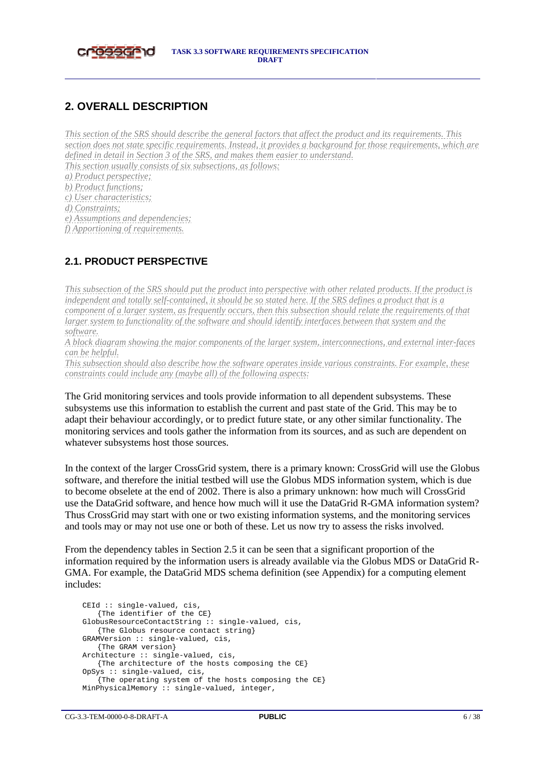## 2. OVERALL DESCRIPTION

*This section of the SRS should describe the general factors that affect the product and its requirements. This section does not state specific requirements. Instead, it provides a background for those requirements, which are defined in detail in Section 3 of the SRS, and makes them easier to understand.*
*This section usually consists of six subsections, as follows:*
*a) Product perspective;*
*b) Product functions;*
*c) User characteristics;*
*d) Constraints;*
*e) Assumptions and dependencies;*
*f) Apportioning of requirements.*

### 2.1. PRODUCT PERSPECTIVE

*This subsection of the SRS should put the product into perspective with other related products. If the product is independent and totally self-contained, it should be so stated here. If the SRS defines a product that is a component of a larger system, as frequently occurs, then this subsection should relate the requirements of that larger system to functionality of the software and should identify interfaces between that system and the software.*
*A block diagram showing the major components of the larger system, interconnections, and external inter-faces can be helpful.*
*This subsection should also describe how the software operates inside various constraints. For example, these constraints could include any (maybe all) of the following aspects:*

The Grid monitoring services and tools provide information to all dependent subsystems. These subsystems use this information to establish the current and past state of the Grid. This may be to adapt their behaviour accordingly, or to predict future state, or any other similar functionality. The monitoring services and tools gather the information from its sources, and as such are dependent on whatever subsystems host those sources.

In the context of the larger CrossGrid system, there is a primary known: CrossGrid will use the Globus software, and therefore the initial testbed will use the Globus MDS information system, which is due to become obselete at the end of 2002. There is also a primary unknown: how much will CrossGrid use the DataGrid software, and hence how much will it use the DataGrid R-GMA information system? Thus CrossGrid may start with one or two existing information systems, and the monitoring services and tools may or may not use one or both of these. Let us now try to assess the risks involved.

From the dependency tables in Section 2.5 it can be seen that a significant proportion of the information required by the information users is already available via the Globus MDS or DataGrid R-GMA. For example, the DataGrid MDS schema definition (see Appendix) for a computing element includes:

```
CEId :: single-valued, cis,
    {The identifier of the CE}
GlobusResourceContactString :: single-valued, cis,
    {The Globus resource contact string}
GRAMVersion :: single-valued, cis,
    {The GRAM version}
Architecture :: single-valued, cis,
    {The architecture of the hosts composing the CE}
OpSys :: single-valued, cis,
    {The operating system of the hosts composing the CE}
MinPhysicalMemory :: single-valued, integer,
```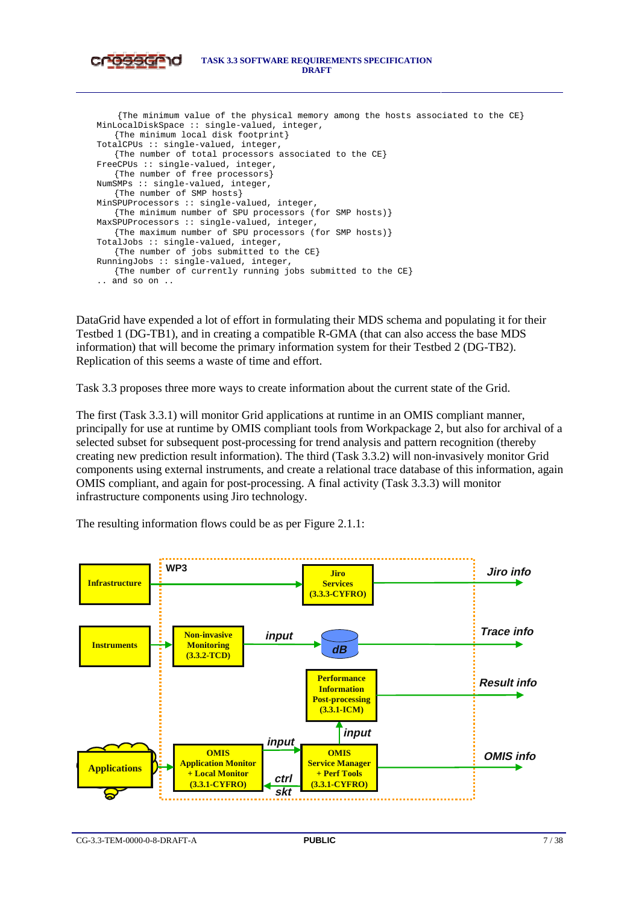```
    {The minimum value of the physical memory among the hosts associated to the CE}
MinLocalDiskSpace :: single-valued, integer,
    {The minimum local disk footprint}
TotalCPUs :: single-valued, integer,
    {The number of total processors associated to the CE}
FreeCPUs :: single-valued, integer,
    {The number of free processors}
NumSMPs :: single-valued, integer,
    {The number of SMP hosts}
MinSPUProcessors :: single-valued, integer,
    {The minimum number of SPU processors (for SMP hosts)}
MaxSPUProcessors :: single-valued, integer,
    {The maximum number of SPU processors (for SMP hosts)}
TotalJobs :: single-valued, integer,
    {The number of jobs submitted to the CE}
RunningJobs :: single-valued, integer,
    {The number of currently running jobs submitted to the CE}
.. and so on ..
```

DataGrid have expended a lot of effort in formulating their MDS schema and populating it for their Testbed 1 (DG-TB1), and in creating a compatible R-GMA (that can also access the base MDS information) that will become the primary information system for their Testbed 2 (DG-TB2). Replication of this seems a waste of time and effort.

Task 3.3 proposes three more ways to create information about the current state of the Grid.

The first (Task 3.3.1) will monitor Grid applications at runtime in an OMIS compliant manner, principally for use at runtime by OMIS compliant tools from Workpackage 2, but also for archival of a selected subset for subsequent post-processing for trend analysis and pattern recognition (thereby creating new prediction result information). The third (Task 3.3.2) will non-invasively monitor Grid components using external instruments, and create a relational trace database of this information, again OMIS compliant, and again for post-processing. A final activity (Task 3.3.3) will monitor infrastructure components using Jiro technology.

The resulting information flows could be as per Figure 2.1.1: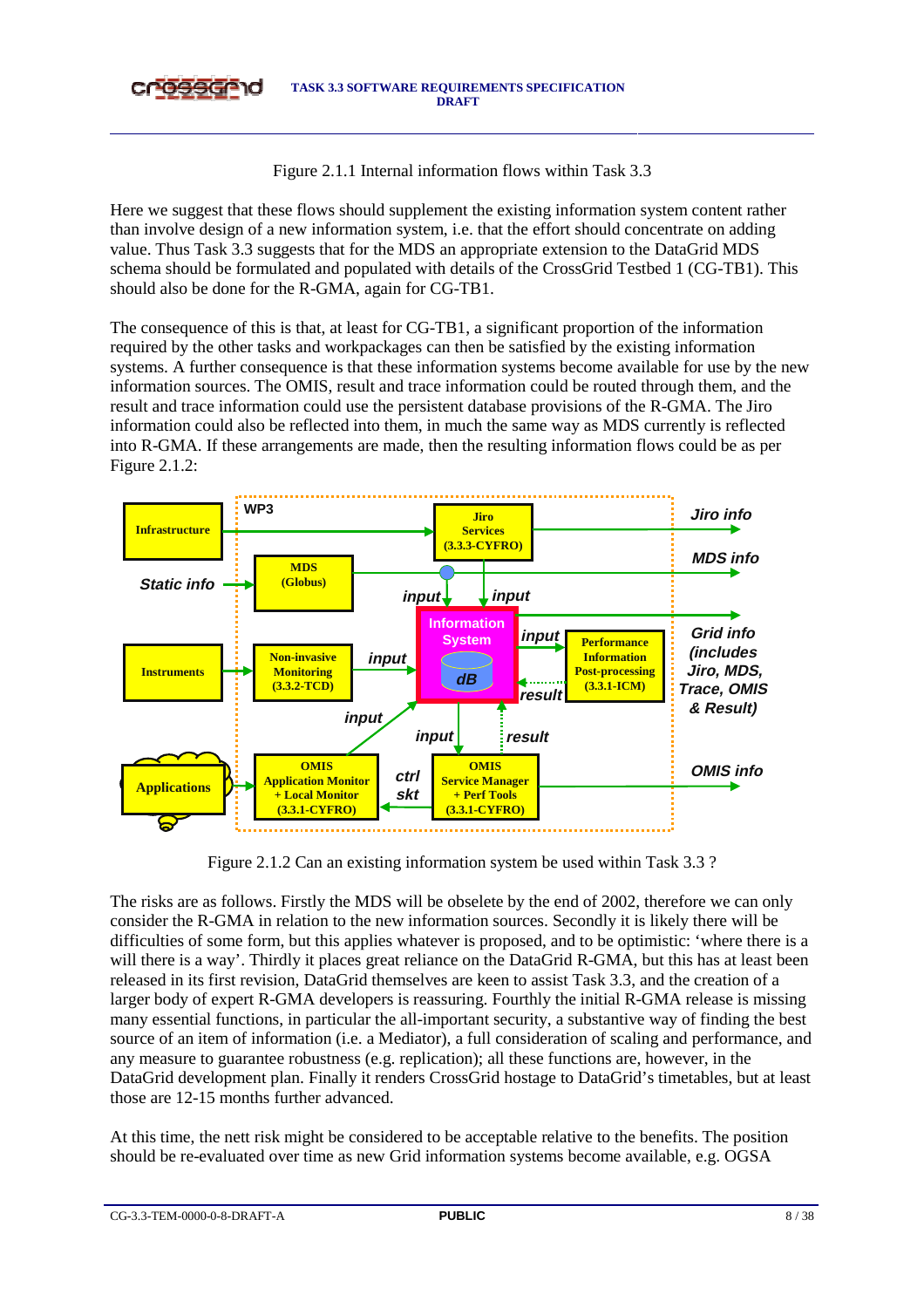Figure 2.1.1 Internal information flows within Task 3.3

Here we suggest that these flows should supplement the existing information system content rather than involve design of a new information system, i.e. that the effort should concentrate on adding value. Thus Task 3.3 suggests that for the MDS an appropriate extension to the DataGrid MDS schema should be formulated and populated with details of the CrossGrid Testbed 1 (CG-TB1). This should also be done for the R-GMA, again for CG-TB1.

The consequence of this is that, at least for CG-TB1, a significant proportion of the information required by the other tasks and workpackages can then be satisfied by the existing information systems. A further consequence is that these information systems become available for use by the new information sources. The OMIS, result and trace information could be routed through them, and the result and trace information could use the persistent database provisions of the R-GMA. The Jiro information could also be reflected into them, in much the same way as MDS currently is reflected into R-GMA. If these arrangements are made, then the resulting information flows could be as per Figure 2.1.2:

Figure 2.1.2 Can an existing information system be used within Task 3.3 ?

The risks are as follows. Firstly the MDS will be obselete by the end of 2002, therefore we can only consider the R-GMA in relation to the new information sources. Secondly it is likely there will be difficulties of some form, but this applies whatever is proposed, and to be optimistic: 'where there is a will there is a way'. Thirdly it places great reliance on the DataGrid R-GMA, but this has at least been released in its first revision, DataGrid themselves are keen to assist Task 3.3, and the creation of a larger body of expert R-GMA developers is reassuring. Fourthly the initial R-GMA release is missing many essential functions, in particular the all-important security, a substantive way of finding the best source of an item of information (i.e. a Mediator), a full consideration of scaling and performance, and any measure to guarantee robustness (e.g. replication); all these functions are, however, in the DataGrid development plan. Finally it renders CrossGrid hostage to DataGrid's timetables, but at least those are 12-15 months further advanced.

At this time, the nett risk might be considered to be acceptable relative to the benefits. The position should be re-evaluated over time as new Grid information systems become available, e.g. OGSA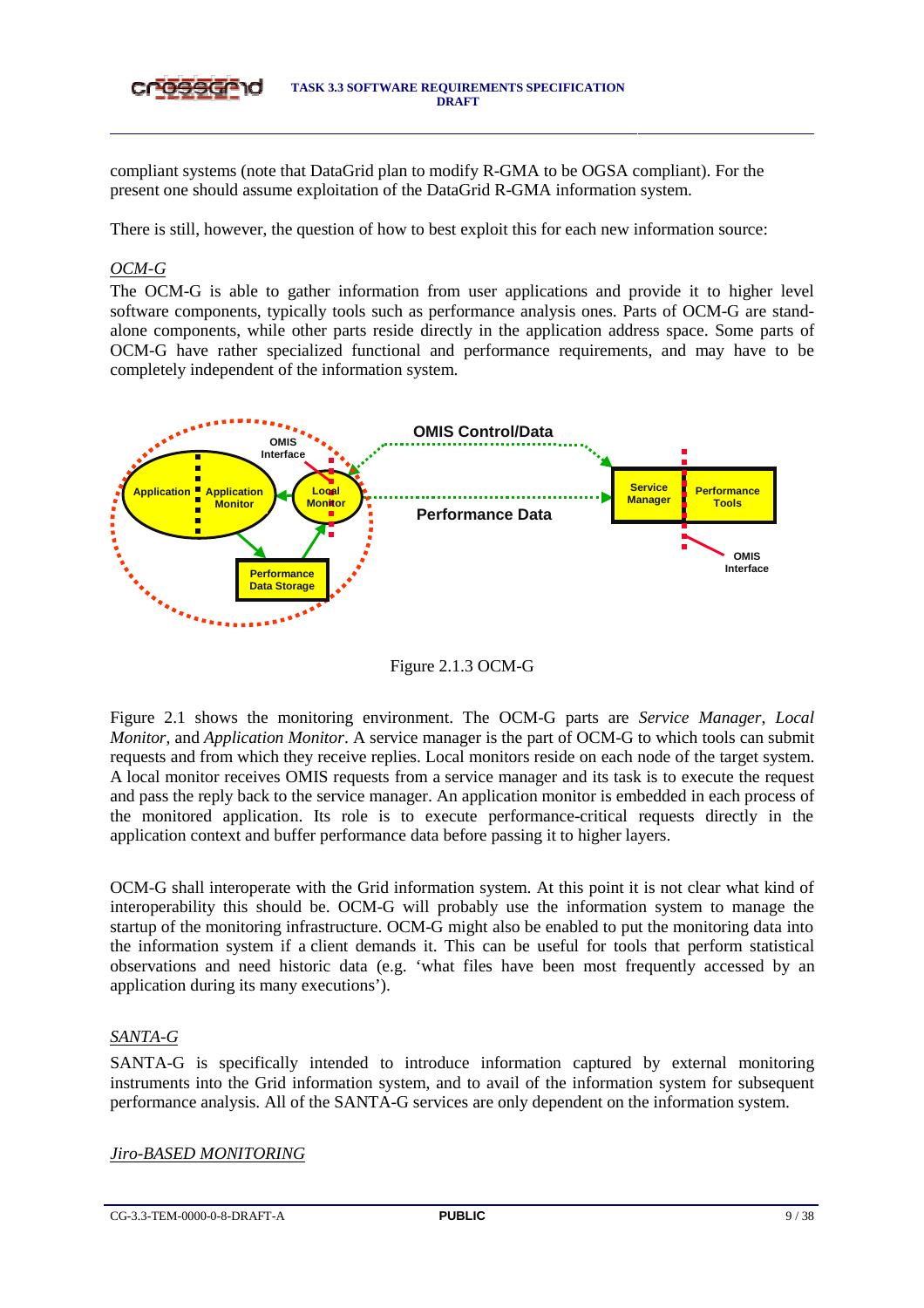compliant systems (note that DataGrid plan to modify R-GMA to be OGSA compliant). For the present one should assume exploitation of the DataGrid R-GMA information system.

There is still, however, the question of how to best exploit this for each new information source:

*OCM-G*

The OCM-G is able to gather information from user applications and provide it to higher level software components, typically tools such as performance analysis ones. Parts of OCM-G are stand-alone components, while other parts reside directly in the application address space. Some parts of OCM-G have rather specialized functional and performance requirements, and may have to be completely independent of the information system.

Figure 2.1.3 OCM-G

Figure 2.1 shows the monitoring environment. The OCM-G parts are *Service Manager*, *Local Monitor*, and *Application Monitor*. A service manager is the part of OCM-G to which tools can submit requests and from which they receive replies. Local monitors reside on each node of the target system. A local monitor receives OMIS requests from a service manager and its task is to execute the request and pass the reply back to the service manager. An application monitor is embedded in each process of the monitored application. Its role is to execute performance-critical requests directly in the application context and buffer performance data before passing it to higher layers.

OCM-G shall interoperate with the Grid information system. At this point it is not clear what kind of interoperability this should be. OCM-G will probably use the information system to manage the startup of the monitoring infrastructure. OCM-G might also be enabled to put the monitoring data into the information system if a client demands it. This can be useful for tools that perform statistical observations and need historic data (e.g. 'what files have been most frequently accessed by an application during its many executions').

*SANTA-G*

SANTA-G is specifically intended to introduce information captured by external monitoring instruments into the Grid information system, and to avail of the information system for subsequent performance analysis. All of the SANTA-G services are only dependent on the information system.

*Jiro-BASED MONITORING*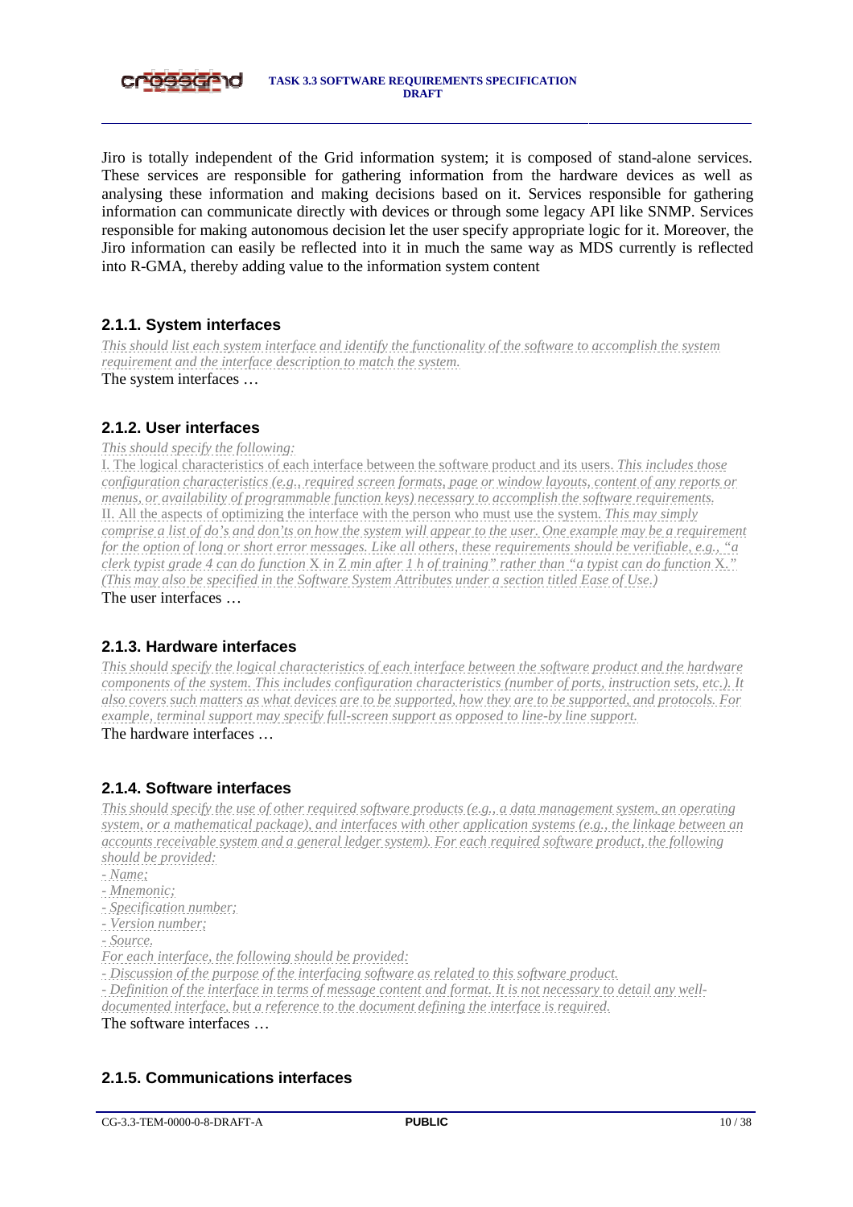Jiro is totally independent of the Grid information system; it is composed of stand-alone services. These services are responsible for gathering information from the hardware devices as well as analysing these information and making decisions based on it. Services responsible for gathering information can communicate directly with devices or through some legacy API like SNMP. Services responsible for making autonomous decision let the user specify appropriate logic for it. Moreover, the Jiro information can easily be reflected into it in much the same way as MDS currently is reflected into R-GMA, thereby adding value to the information system content

### 2.1.1. System interfaces

*This should list each system interface and identify the functionality of the software to accomplish the system requirement and the interface description to match the system.*

The system interfaces …

### 2.1.2. User interfaces

*This should specify the following:*

I. The logical characteristics of each interface between the software product and its users. *This includes those configuration characteristics (e.g., required screen formats, page or window layouts, content of any reports or menus, or availability of programmable function keys) necessary to accomplish the software requirements.*

II. All the aspects of optimizing the interface with the person who must use the system. *This may simply comprise a list of do's and don'ts on how the system will appear to the user. One example may be a requirement for the option of long or short error messages. Like all others, these requirements should be verifiable, e.g., "a clerk typist grade 4 can do function X in Z min after 1 h of training" rather than "a typist can do function X." (This may also be specified in the Software System Attributes under a section titled Ease of Use.)*

The user interfaces …

### 2.1.3. Hardware interfaces

*This should specify the logical characteristics of each interface between the software product and the hardware components of the system. This includes configuration characteristics (number of ports, instruction sets, etc.). It also covers such matters as what devices are to be supported, how they are to be supported, and protocols. For example, terminal support may specify full-screen support as opposed to line-by line support.*

The hardware interfaces …

### 2.1.4. Software interfaces

*This should specify the use of other required software products (e.g., a data management system, an operating system, or a mathematical package), and interfaces with other application systems (e.g., the linkage between an accounts receivable system and a general ledger system). For each required software product, the following should be provided:*

*- Name;*
*- Mnemonic;*
*- Specification number;*
*- Version number;*
*- Source.*

*For each interface, the following should be provided:*

*- Discussion of the purpose of the interfacing software as related to this software product.*
*- Definition of the interface in terms of message content and format. It is not necessary to detail any well-documented interface, but a reference to the document defining the interface is required.*

The software interfaces …

### 2.1.5. Communications interfaces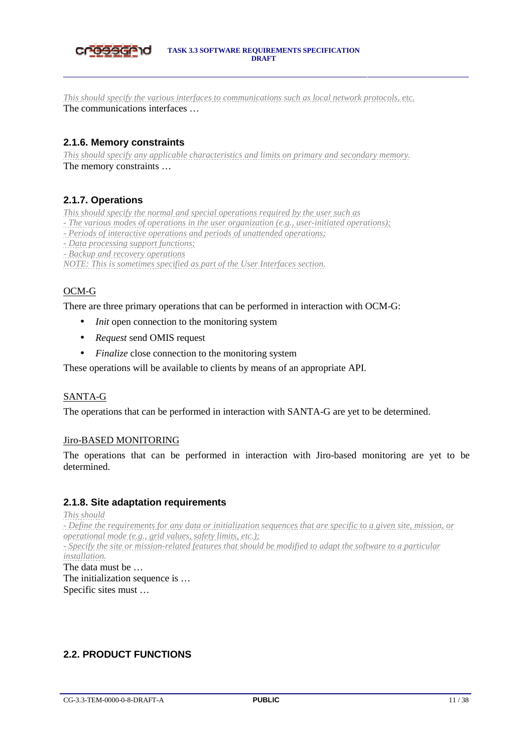*This should specify the various interfaces to communications such as local network protocols, etc.*
The communications interfaces …

### 2.1.6. Memory constraints

*This should specify any applicable characteristics and limits on primary and secondary memory.*
The memory constraints …

### 2.1.7. Operations

*This should specify the normal and special operations required by the user such as*
*- The various modes of operations in the user organization (e.g., user-initiated operations);*
*- Periods of interactive operations and periods of unattended operations;*
*- Data processing support functions;*
*- Backup and recovery operations*
*NOTE: This is sometimes specified as part of the User Interfaces section.*

OCM-G

There are three primary operations that can be performed in interaction with OCM-G:

- *Init* open connection to the monitoring system
- *Request* send OMIS request
- *Finalize* close connection to the monitoring system

These operations will be available to clients by means of an appropriate API.

SANTA-G

The operations that can be performed in interaction with SANTA-G are yet to be determined.

Jiro-BASED MONITORING

The operations that can be performed in interaction with Jiro-based monitoring are yet to be determined.

### 2.1.8. Site adaptation requirements

*This should*
*- Define the requirements for any data or initialization sequences that are specific to a given site, mission, or operational mode (e.g., grid values, safety limits, etc.);*
*- Specify the site or mission-related features that should be modified to adapt the software to a particular installation.*
The data must be …
The initialization sequence is …
Specific sites must …

## 2.2. PRODUCT FUNCTIONS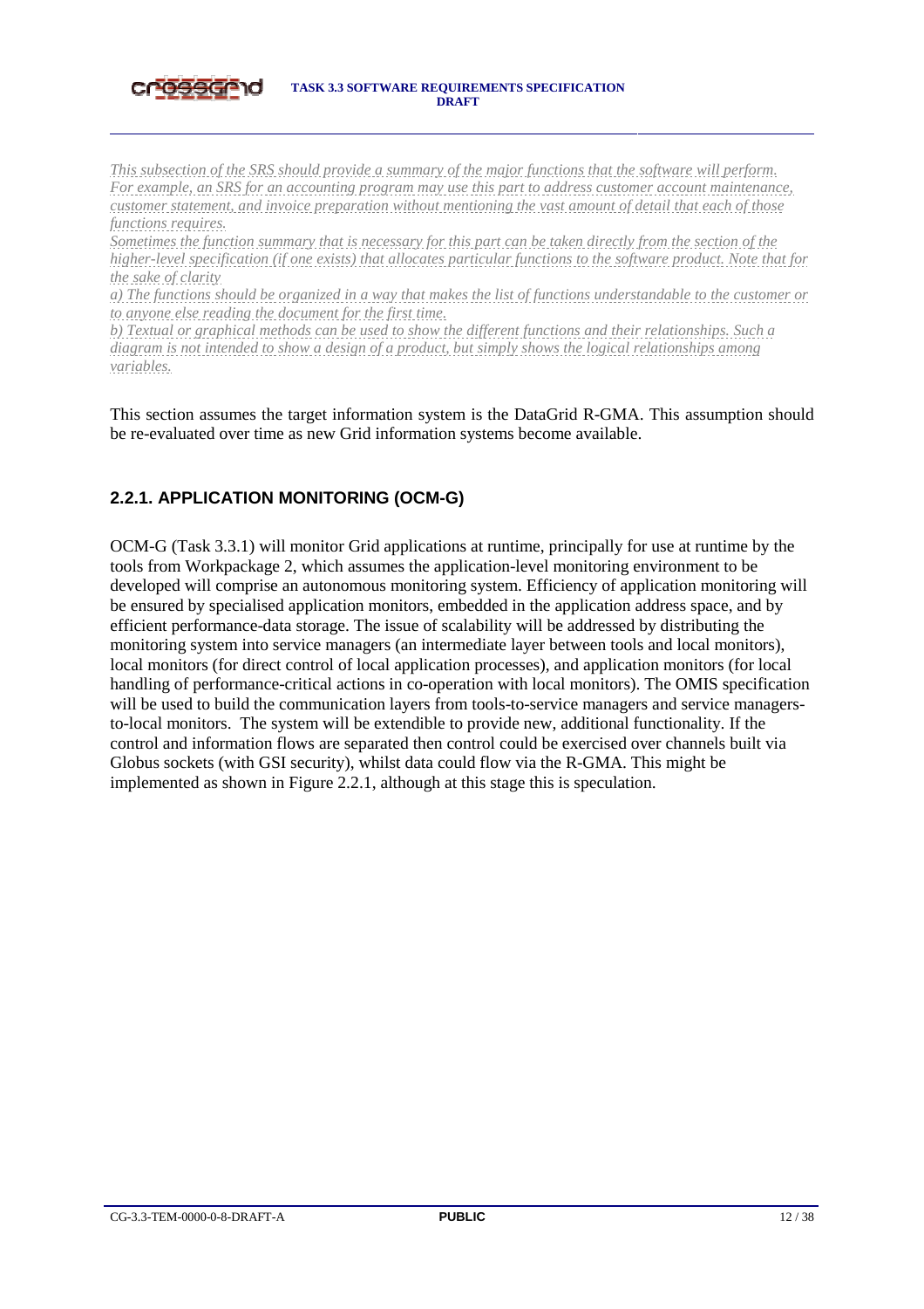*This subsection of the SRS should provide a summary of the major functions that the software will perform. For example, an SRS for an accounting program may use this part to address customer account maintenance, customer statement, and invoice preparation without mentioning the vast amount of detail that each of those functions requires.*

*Sometimes the function summary that is necessary for this part can be taken directly from the section of the higher-level specification (if one exists) that allocates particular functions to the software product. Note that for the sake of clarity*

*a) The functions should be organized in a way that makes the list of functions understandable to the customer or to anyone else reading the document for the first time.*

*b) Textual or graphical methods can be used to show the different functions and their relationships. Such a diagram is not intended to show a design of a product, but simply shows the logical relationships among variables.*

This section assumes the target information system is the DataGrid R-GMA. This assumption should be re-evaluated over time as new Grid information systems become available.

### 2.2.1. APPLICATION MONITORING (OCM-G)

OCM-G (Task 3.3.1) will monitor Grid applications at runtime, principally for use at runtime by the tools from Workpackage 2, which assumes the application-level monitoring environment to be developed will comprise an autonomous monitoring system. Efficiency of application monitoring will be ensured by specialised application monitors, embedded in the application address space, and by efficient performance-data storage. The issue of scalability will be addressed by distributing the monitoring system into service managers (an intermediate layer between tools and local monitors), local monitors (for direct control of local application processes), and application monitors (for local handling of performance-critical actions in co-operation with local monitors). The OMIS specification will be used to build the communication layers from tools-to-service managers and service managers-to-local monitors. The system will be extendible to provide new, additional functionality. If the control and information flows are separated then control could be exercised over channels built via Globus sockets (with GSI security), whilst data could flow via the R-GMA. This might be implemented as shown in Figure 2.2.1, although at this stage this is speculation.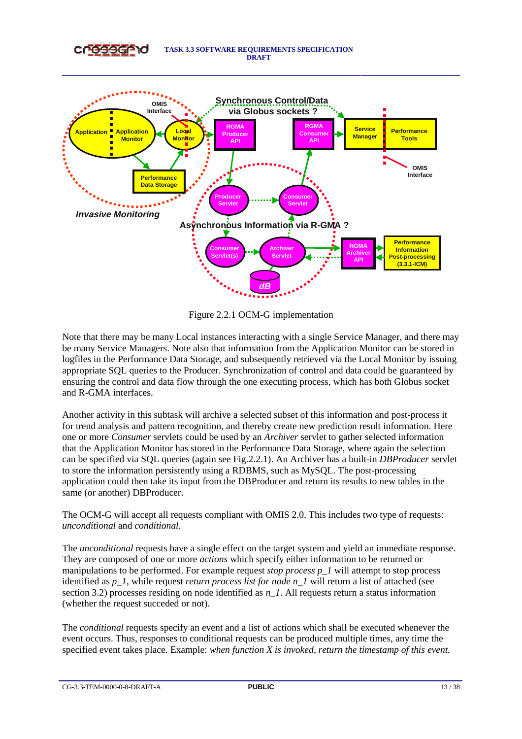Figure 2.2.1 OCM-G implementation

Note that there may be many Local instances interacting with a single Service Manager, and there may be many Service Managers. Note also that information from the Application Monitor can be stored in logfiles in the Performance Data Storage, and subsequently retrieved via the Local Monitor by issuing appropriate SQL queries to the Producer. Synchronization of control and data could be guaranteed by ensuring the control and data flow through the one executing process, which has both Globus socket and R-GMA interfaces.

Another activity in this subtask will archive a selected subset of this information and post-process it for trend analysis and pattern recognition, and thereby create new prediction result information. Here one or more *Consumer* servlets could be used by an *Archiver* servlet to gather selected information that the Application Monitor has stored in the Performance Data Storage, where again the selection can be specified via SQL queries (again see Fig.2.2.1). An Archiver has a built-in *DBProducer* servlet to store the information persistently using a RDBMS, such as MySQL. The post-processing application could then take its input from the DBProducer and return its results to new tables in the same (or another) DBProducer.

The OCM-G will accept all requests compliant with OMIS 2.0. This includes two type of requests: *unconditional* and *conditional*.

The *unconditional* requests have a single effect on the target system and yield an immediate response. They are composed of one or more *actions* which specify either information to be returned or manipulations to be performed. For example request *stop process p_1* will attempt to stop process identified as *p_1*, while request *return process list for node n_1* will return a list of attached (see section 3.2) processes residing on node identified as *n_1*. All requests return a status information (whether the request succeded or not).

The *conditional* requests specify an event and a list of actions which shall be executed whenever the event occurs. Thus, responses to conditional requests can be produced multiple times, any time the specified event takes place. Example: *when function X is invoked, return the timestamp of this event.*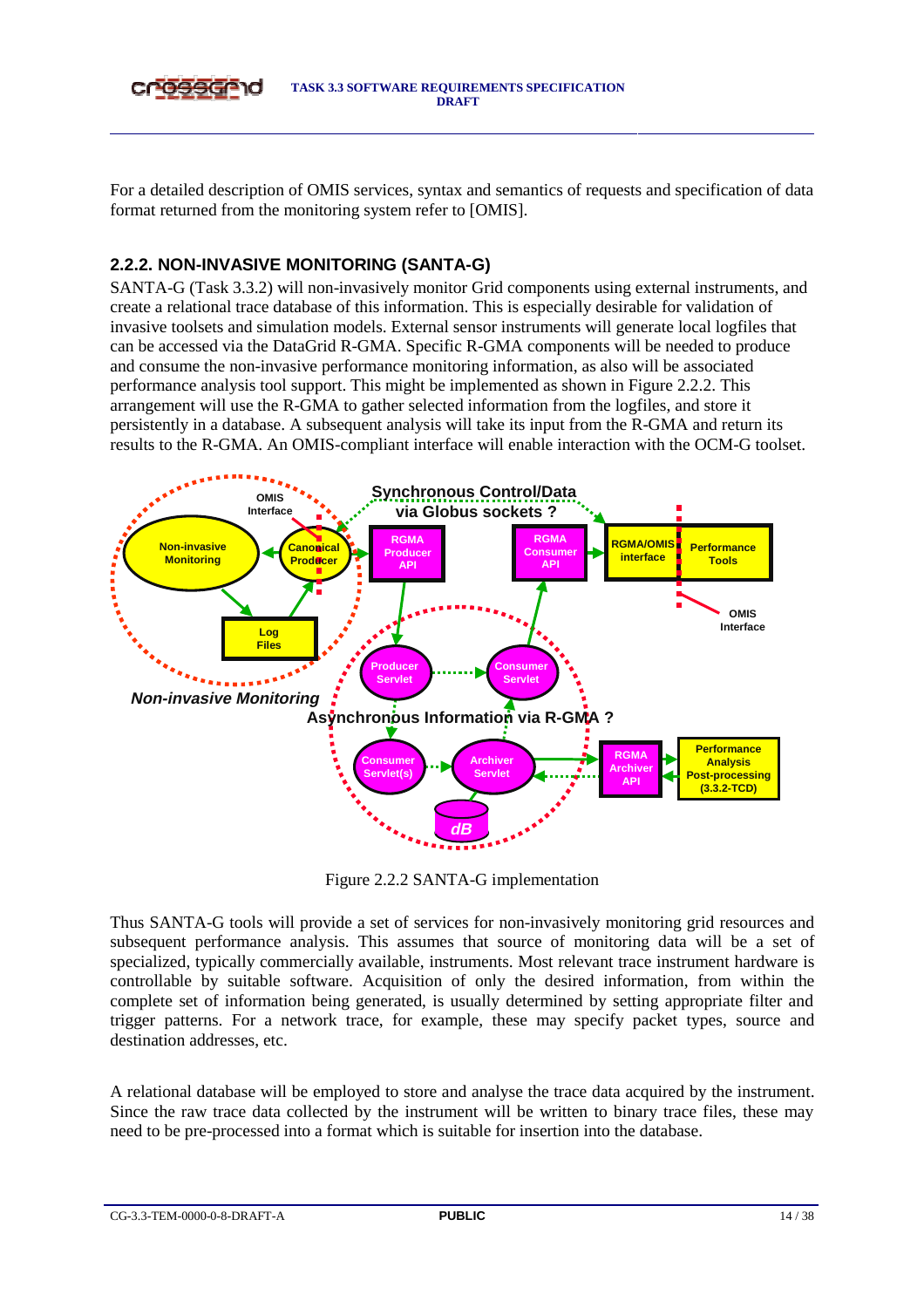For a detailed description of OMIS services, syntax and semantics of requests and specification of data format returned from the monitoring system refer to [OMIS].

### 2.2.2. NON-INVASIVE MONITORING (SANTA-G)

SANTA-G (Task 3.3.2) will non-invasively monitor Grid components using external instruments, and create a relational trace database of this information. This is especially desirable for validation of invasive toolsets and simulation models. External sensor instruments will generate local logfiles that can be accessed via the DataGrid R-GMA. Specific R-GMA components will be needed to produce and consume the non-invasive performance monitoring information, as also will be associated performance analysis tool support. This might be implemented as shown in Figure 2.2.2. This arrangement will use the R-GMA to gather selected information from the logfiles, and store it persistently in a database. A subsequent analysis will take its input from the R-GMA and return its results to the R-GMA. An OMIS-compliant interface will enable interaction with the OCM-G toolset.

Figure 2.2.2 SANTA-G implementation

Thus SANTA-G tools will provide a set of services for non-invasively monitoring grid resources and subsequent performance analysis. This assumes that source of monitoring data will be a set of specialized, typically commercially available, instruments. Most relevant trace instrument hardware is controllable by suitable software. Acquisition of only the desired information, from within the complete set of information being generated, is usually determined by setting appropriate filter and trigger patterns. For a network trace, for example, these may specify packet types, source and destination addresses, etc.

A relational database will be employed to store and analyse the trace data acquired by the instrument. Since the raw trace data collected by the instrument will be written to binary trace files, these may need to be pre-processed into a format which is suitable for insertion into the database.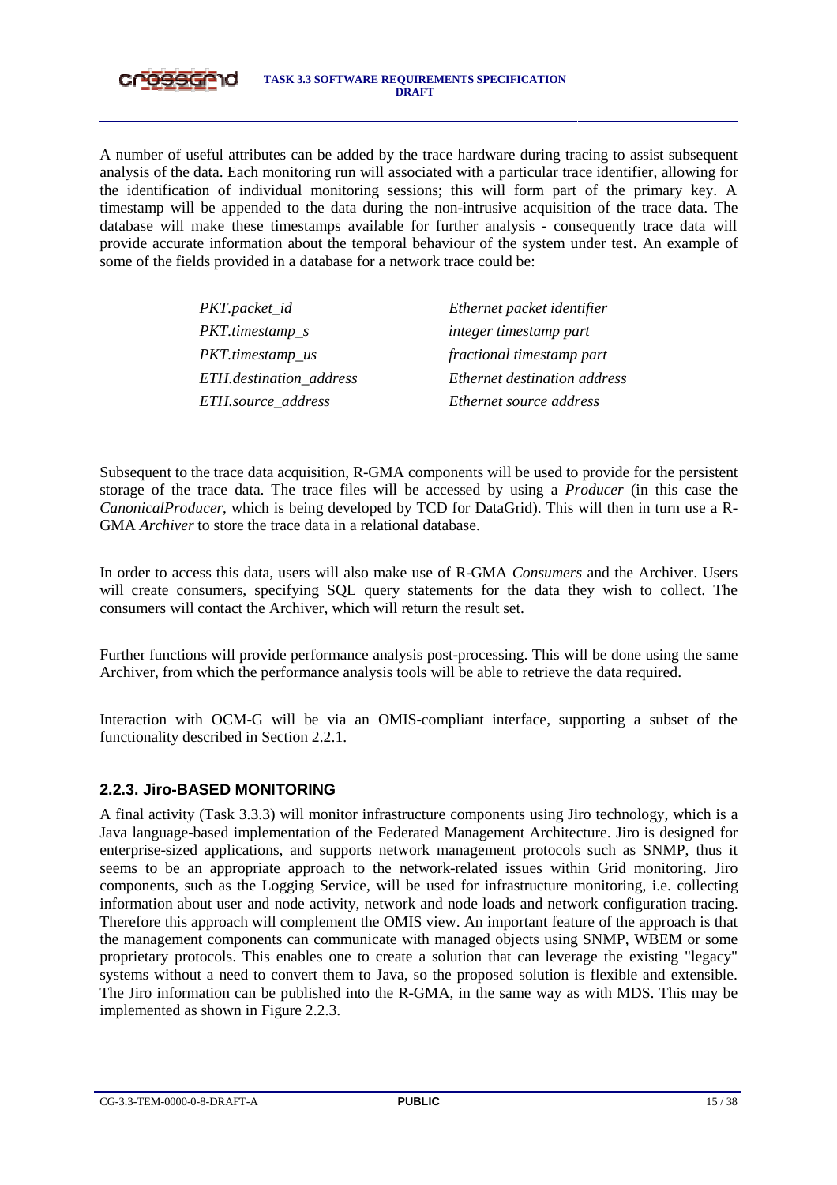A number of useful attributes can be added by the trace hardware during tracing to assist subsequent analysis of the data. Each monitoring run will associated with a particular trace identifier, allowing for the identification of individual monitoring sessions; this will form part of the primary key. A timestamp will be appended to the data during the non-intrusive acquisition of the trace data. The database will make these timestamps available for further analysis - consequently trace data will provide accurate information about the temporal behaviour of the system under test. An example of some of the fields provided in a database for a network trace could be:

| | |
|---|---|
| *PKT.packet_id* | *Ethernet packet identifier* |
| *PKT.timestamp_s* | *integer timestamp part* |
| *PKT.timestamp_us* | *fractional timestamp part* |
| *ETH.destination_address* | *Ethernet destination address* |
| *ETH.source_address* | *Ethernet source address* |

Subsequent to the trace data acquisition, R-GMA components will be used to provide for the persistent storage of the trace data. The trace files will be accessed by using a *Producer* (in this case the *CanonicalProducer*, which is being developed by TCD for DataGrid). This will then in turn use a R-GMA *Archiver* to store the trace data in a relational database.

In order to access this data, users will also make use of R-GMA *Consumers* and the Archiver. Users will create consumers, specifying SQL query statements for the data they wish to collect. The consumers will contact the Archiver, which will return the result set.

Further functions will provide performance analysis post-processing. This will be done using the same Archiver, from which the performance analysis tools will be able to retrieve the data required.

Interaction with OCM-G will be via an OMIS-compliant interface, supporting a subset of the functionality described in Section 2.2.1.

### 2.2.3. Jiro-BASED MONITORING

A final activity (Task 3.3.3) will monitor infrastructure components using Jiro technology, which is a Java language-based implementation of the Federated Management Architecture. Jiro is designed for enterprise-sized applications, and supports network management protocols such as SNMP, thus it seems to be an appropriate approach to the network-related issues within Grid monitoring. Jiro components, such as the Logging Service, will be used for infrastructure monitoring, i.e. collecting information about user and node activity, network and node loads and network configuration tracing. Therefore this approach will complement the OMIS view. An important feature of the approach is that the management components can communicate with managed objects using SNMP, WBEM or some proprietary protocols. This enables one to create a solution that can leverage the existing "legacy" systems without a need to convert them to Java, so the proposed solution is flexible and extensible. The Jiro information can be published into the R-GMA, in the same way as with MDS. This may be implemented as shown in Figure 2.2.3.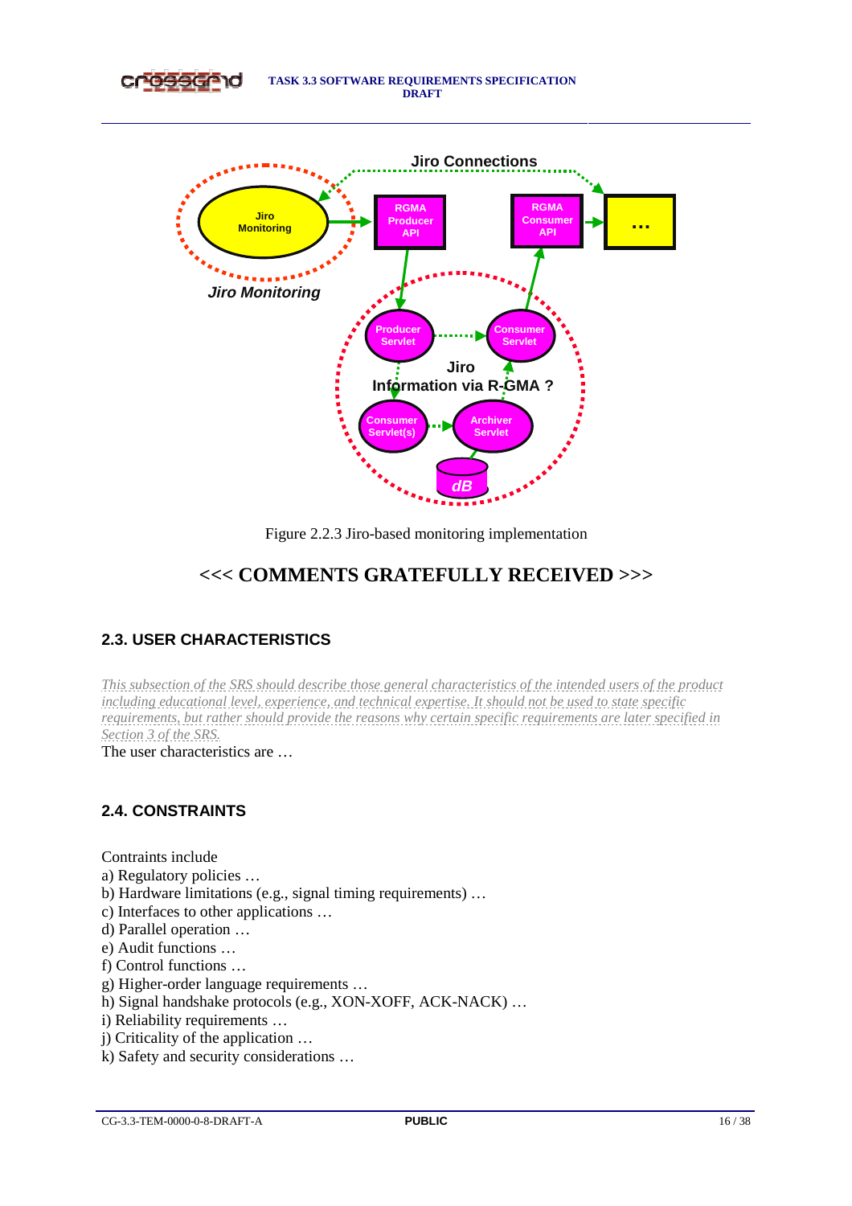Figure 2.2.3 Jiro-based monitoring implementation

## <<< COMMENTS GRATEFULLY RECEIVED >>>

## 2.3. USER CHARACTERISTICS

*This subsection of the SRS should describe those general characteristics of the intended users of the product including educational level, experience, and technical expertise. It should not be used to state specific requirements, but rather should provide the reasons why certain specific requirements are later specified in Section 3 of the SRS.*

The user characteristics are …

## 2.4. CONSTRAINTS

Contraints include

a) Regulatory policies …
b) Hardware limitations (e.g., signal timing requirements) …
c) Interfaces to other applications …
d) Parallel operation …
e) Audit functions …
f) Control functions …
g) Higher-order language requirements …
h) Signal handshake protocols (e.g., XON-XOFF, ACK-NACK) …
i) Reliability requirements …
j) Criticality of the application …
k) Safety and security considerations …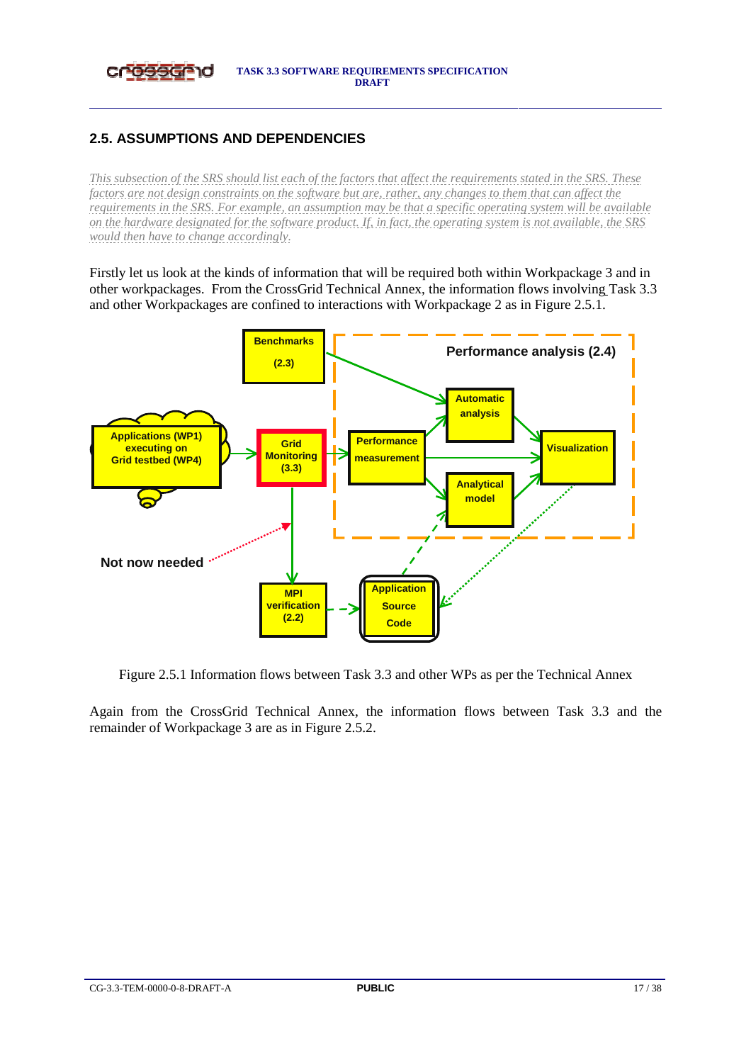## 2.5. ASSUMPTIONS AND DEPENDENCIES

*This subsection of the SRS should list each of the factors that affect the requirements stated in the SRS. These factors are not design constraints on the software but are, rather, any changes to them that can affect the requirements in the SRS. For example, an assumption may be that a specific operating system will be available on the hardware designated for the software product. If, in fact, the operating system is not available, the SRS would then have to change accordingly.*

Firstly let us look at the kinds of information that will be required both within Workpackage 3 and in other workpackages. From the CrossGrid Technical Annex, the information flows involving Task 3.3 and other Workpackages are confined to interactions with Workpackage 2 as in Figure 2.5.1.

Figure 2.5.1 Information flows between Task 3.3 and other WPs as per the Technical Annex

Again from the CrossGrid Technical Annex, the information flows between Task 3.3 and the remainder of Workpackage 3 are as in Figure 2.5.2.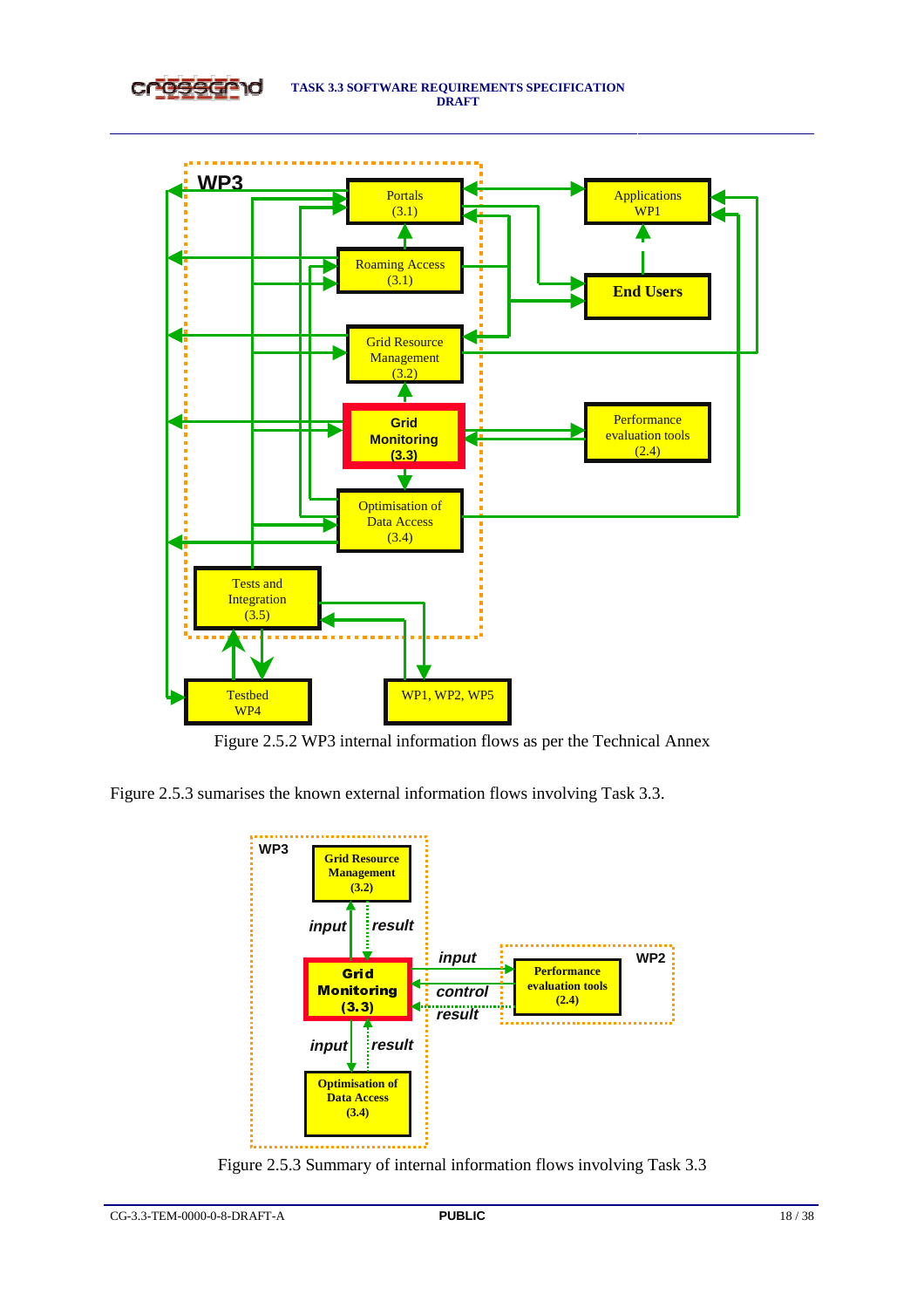Figure 2.5.2 WP3 internal information flows as per the Technical Annex

Figure 2.5.3 sumarises the known external information flows involving Task 3.3.

Figure 2.5.3 Summary of internal information flows involving Task 3.3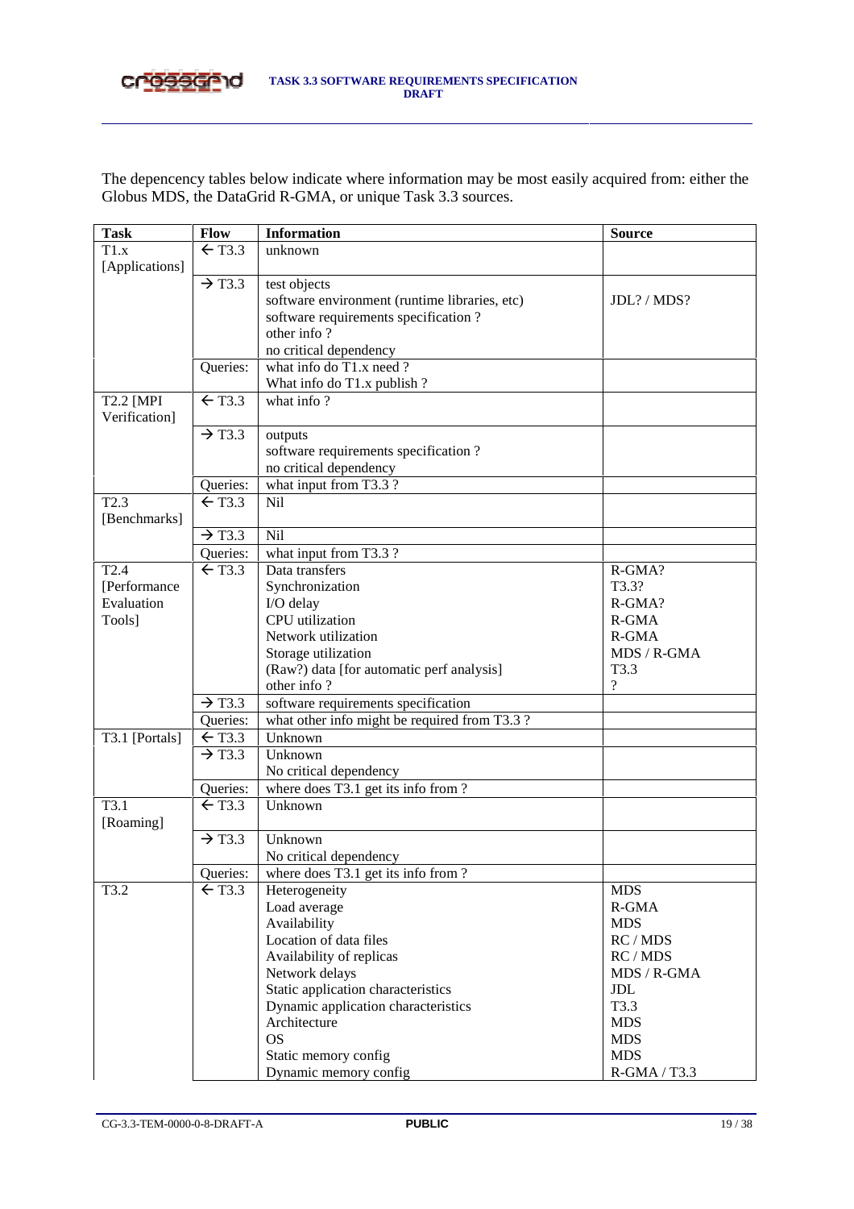The depencency tables below indicate where information may be most easily acquired from: either the Globus MDS, the DataGrid R-GMA, or unique Task 3.3 sources.

| Task | Flow | Information | Source |
|---|---|---|---|
| T1.x [Applications] | ← T3.3 | unknown | |
| | → T3.3 | test objects<br>software environment (runtime libraries, etc)<br>software requirements specification ?<br>other info ?<br>no critical dependency | <br>JDL? / MDS? |
| | Queries: | what info do T1.x need ?<br>What info do T1.x publish ? | |
| T2.2 [MPI Verification] | ← T3.3 | what info ? | |
| | → T3.3 | outputs<br>software requirements specification ?<br>no critical dependency | |
| | Queries: | what input from T3.3 ? | |
| T2.3 [Benchmarks] | ← T3.3 | Nil | |
| | → T3.3 | Nil | |
| | Queries: | what input from T3.3 ? | |
| T2.4 [Performance Evaluation Tools] | ← T3.3 | Data transfers<br>Synchronization<br>I/O delay<br>CPU utilization<br>Network utilization<br>Storage utilization<br>(Raw?) data [for automatic perf analysis]<br>other info ? | R-GMA?<br>T3.3?<br>R-GMA?<br>R-GMA<br>R-GMA<br>MDS / R-GMA<br>T3.3<br>? |
| | → T3.3 | software requirements specification | |
| | Queries: | what other info might be required from T3.3 ? | |
| T3.1 [Portals] | ← T3.3 | Unknown | |
| | → T3.3 | Unknown<br>No critical dependency | |
| | Queries: | where does T3.1 get its info from ? | |
| T3.1 [Roaming] | ← T3.3 | Unknown | |
| | → T3.3 | Unknown<br>No critical dependency | |
| | Queries: | where does T3.1 get its info from ? | |
| T3.2 | ← T3.3 | Heterogeneity<br>Load average<br>Availability<br>Location of data files<br>Availability of replicas<br>Network delays<br>Static application characteristics<br>Dynamic application characteristics<br>Architecture<br>OS<br>Static memory config<br>Dynamic memory config | MDS<br>R-GMA<br>MDS<br>RC / MDS<br>RC / MDS<br>MDS / R-GMA<br>JDL<br>T3.3<br>MDS<br>MDS<br>MDS<br>R-GMA / T3.3 |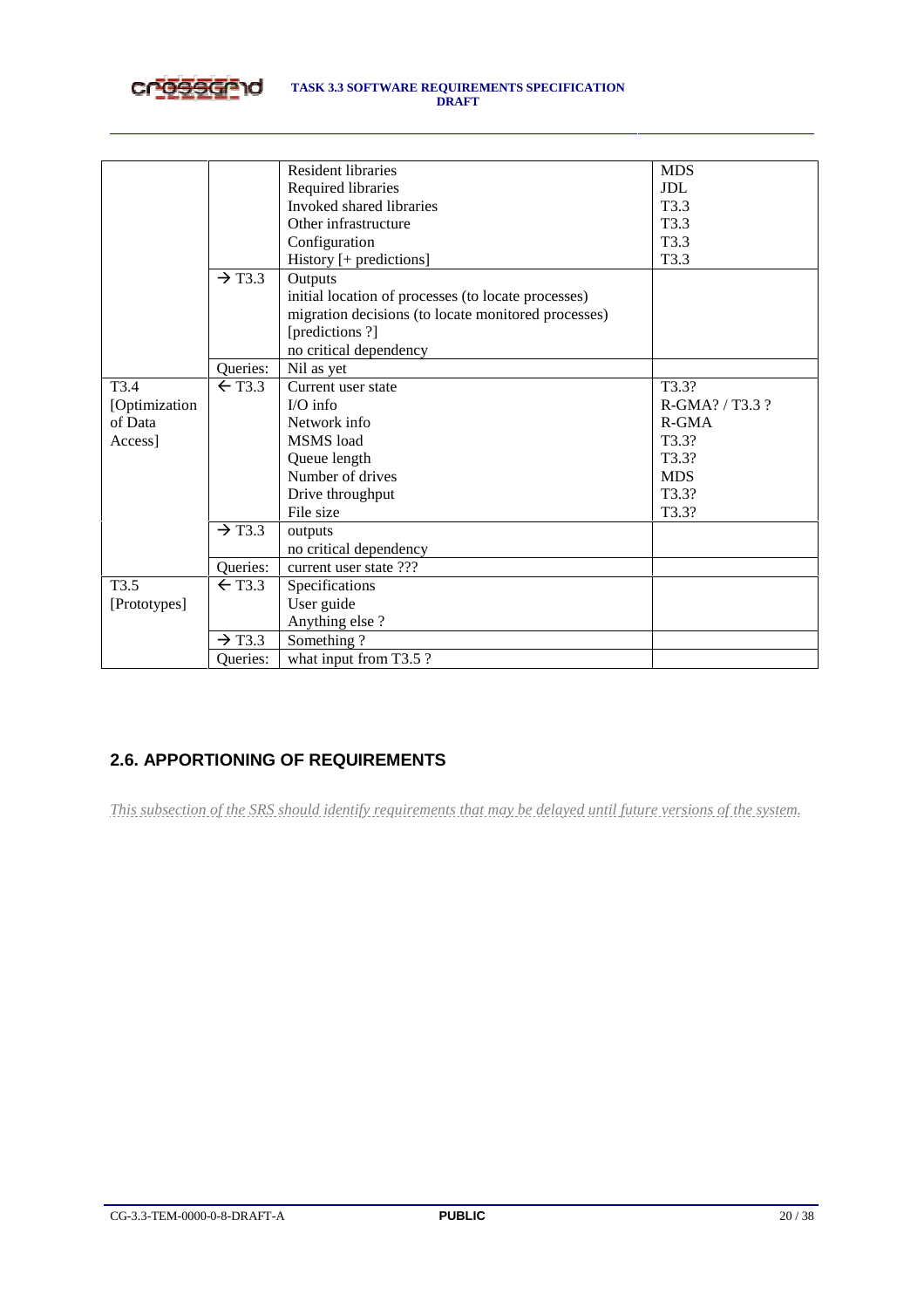| | | | |
|---|---|---|---|
| | | Resident libraries<br>Required libraries<br>Invoked shared libraries<br>Other infrastructure<br>Configuration<br>History [+ predictions] | MDS<br>JDL<br>T3.3<br>T3.3<br>T3.3<br>T3.3 |
| | → T3.3 | Outputs<br>initial location of processes (to locate processes)<br>migration decisions (to locate monitored processes)<br>[predictions ?]<br>no critical dependency | |
| | Queries: | Nil as yet | |
| T3.4 [Optimization of Data Access] | ← T3.3 | Current user state<br>I/O info<br>Network info<br>MSMS load<br>Queue length<br>Number of drives<br>Drive throughput<br>File size | T3.3?<br>R-GMA? / T3.3 ?<br>R-GMA<br>T3.3?<br>T3.3?<br>MDS<br>T3.3?<br>T3.3? |
| | → T3.3 | outputs<br>no critical dependency | |
| | Queries: | current user state ??? | |
| T3.5 [Prototypes] | ← T3.3 | Specifications<br>User guide<br>Anything else ? | |
| | → T3.3 | Something ? | |
| | Queries: | what input from T3.5 ? | |

## 2.6. APPORTIONING OF REQUIREMENTS

*This subsection of the SRS should identify requirements that may be delayed until future versions of the system.*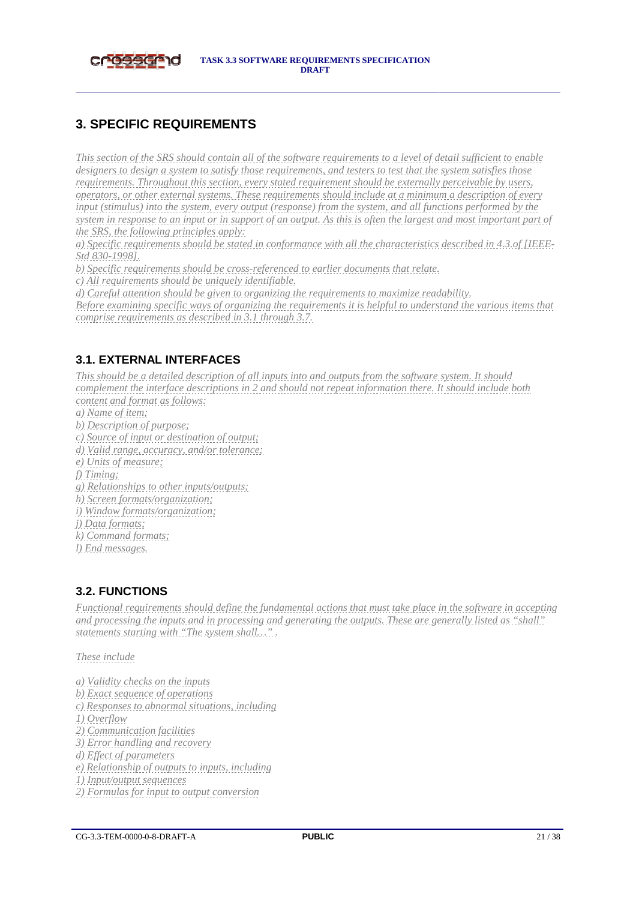# 3. SPECIFIC REQUIREMENTS

*This section of the SRS should contain all of the software requirements to a level of detail sufficient to enable designers to design a system to satisfy those requirements, and testers to test that the system satisfies those requirements. Throughout this section, every stated requirement should be externally perceivable by users, operators, or other external systems. These requirements should include at a minimum a description of every input (stimulus) into the system, every output (response) from the system, and all functions performed by the system in response to an input or in support of an output. As this is often the largest and most important part of the SRS, the following principles apply:*

*a) Specific requirements should be stated in conformance with all the characteristics described in 4.3.of [IEEE-Std 830-1998].*

*b) Specific requirements should be cross-referenced to earlier documents that relate.*

*c) All requirements should be uniquely identifiable.*

*d) Careful attention should be given to organizing the requirements to maximize readability.*

*Before examining specific ways of organizing the requirements it is helpful to understand the various items that comprise requirements as described in 3.1 through 3.7.*

## 3.1. EXTERNAL INTERFACES

*This should be a detailed description of all inputs into and outputs from the software system. It should complement the interface descriptions in 2 and should not repeat information there. It should include both content and format as follows:*

*a) Name of item;*
*b) Description of purpose;*
*c) Source of input or destination of output;*
*d) Valid range, accuracy, and/or tolerance;*
*e) Units of measure;*
*f) Timing;*
*g) Relationships to other inputs/outputs;*
*h) Screen formats/organization;*
*i) Window formats/organization;*
*j) Data formats;*
*k) Command formats;*
*l) End messages.*

## 3.2. FUNCTIONS

*Functional requirements should define the fundamental actions that must take place in the software in accepting and processing the inputs and in processing and generating the outputs. These are generally listed as "shall" statements starting with "The system shall…" .*

*These include*

*a) Validity checks on the inputs*
*b) Exact sequence of operations*
*c) Responses to abnormal situations, including*
*1) Overflow*
*2) Communication facilities*
*3) Error handling and recovery*
*d) Effect of parameters*
*e) Relationship of outputs to inputs, including*
*1) Input/output sequences*
*2) Formulas for input to output conversion*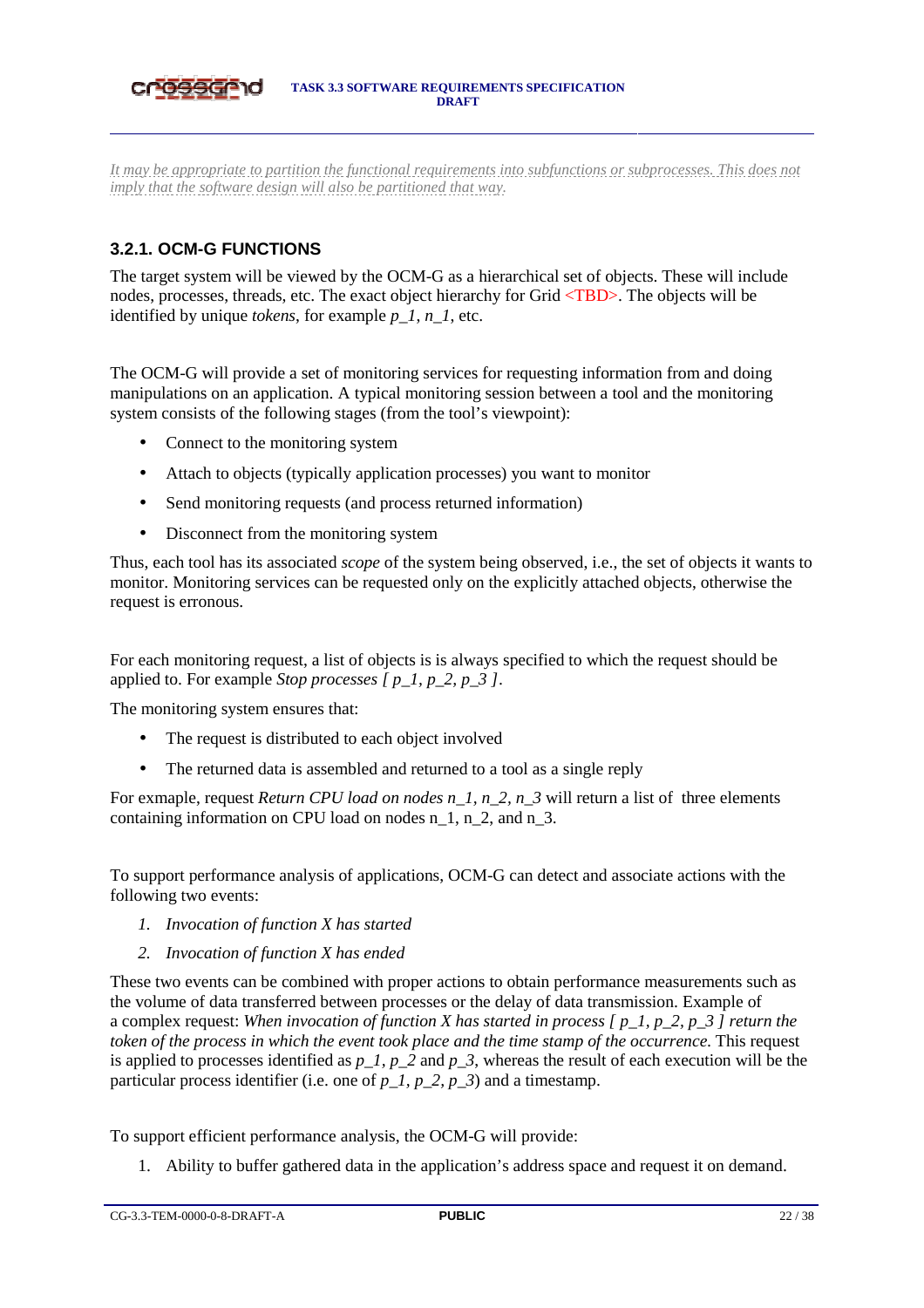*It may be appropriate to partition the functional requirements into subfunctions or subprocesses. This does not imply that the software design will also be partitioned that way.*

### 3.2.1. OCM-G FUNCTIONS

The target system will be viewed by the OCM-G as a hierarchical set of objects. These will include nodes, processes, threads, etc. The exact object hierarchy for Grid <TBD>. The objects will be identified by unique *tokens*, for example *p_1*, *n_1*, etc.

The OCM-G will provide a set of monitoring services for requesting information from and doing manipulations on an application. A typical monitoring session between a tool and the monitoring system consists of the following stages (from the tool's viewpoint):

- Connect to the monitoring system
- Attach to objects (typically application processes) you want to monitor
- Send monitoring requests (and process returned information)
- Disconnect from the monitoring system

Thus, each tool has its associated *scope* of the system being observed, i.e., the set of objects it wants to monitor. Monitoring services can be requested only on the explicitly attached objects, otherwise the request is erronous.

For each monitoring request, a list of objects is is always specified to which the request should be applied to. For example *Stop processes [ p_1, p_2, p_3 ]*.

The monitoring system ensures that:

- The request is distributed to each object involved
- The returned data is assembled and returned to a tool as a single reply

For exmaple, request *Return CPU load on nodes n_1, n_2, n_3* will return a list of three elements containing information on CPU load on nodes n_1, n_2, and n_3.

To support performance analysis of applications, OCM-G can detect and associate actions with the following two events:

1. *Invocation of function X has started*
2. *Invocation of function X has ended*

These two events can be combined with proper actions to obtain performance measurements such as the volume of data transferred between processes or the delay of data transmission. Example of a complex request: *When invocation of function X has started in process [ p_1, p_2, p_3 ] return the token of the process in which the event took place and the time stamp of the occurrence.* This request is applied to processes identified as *p_1*, *p_2* and *p_3*, whereas the result of each execution will be the particular process identifier (i.e. one of *p_1*, *p_2*, *p_3*) and a timestamp.

To support efficient performance analysis, the OCM-G will provide:

1. Ability to buffer gathered data in the application's address space and request it on demand.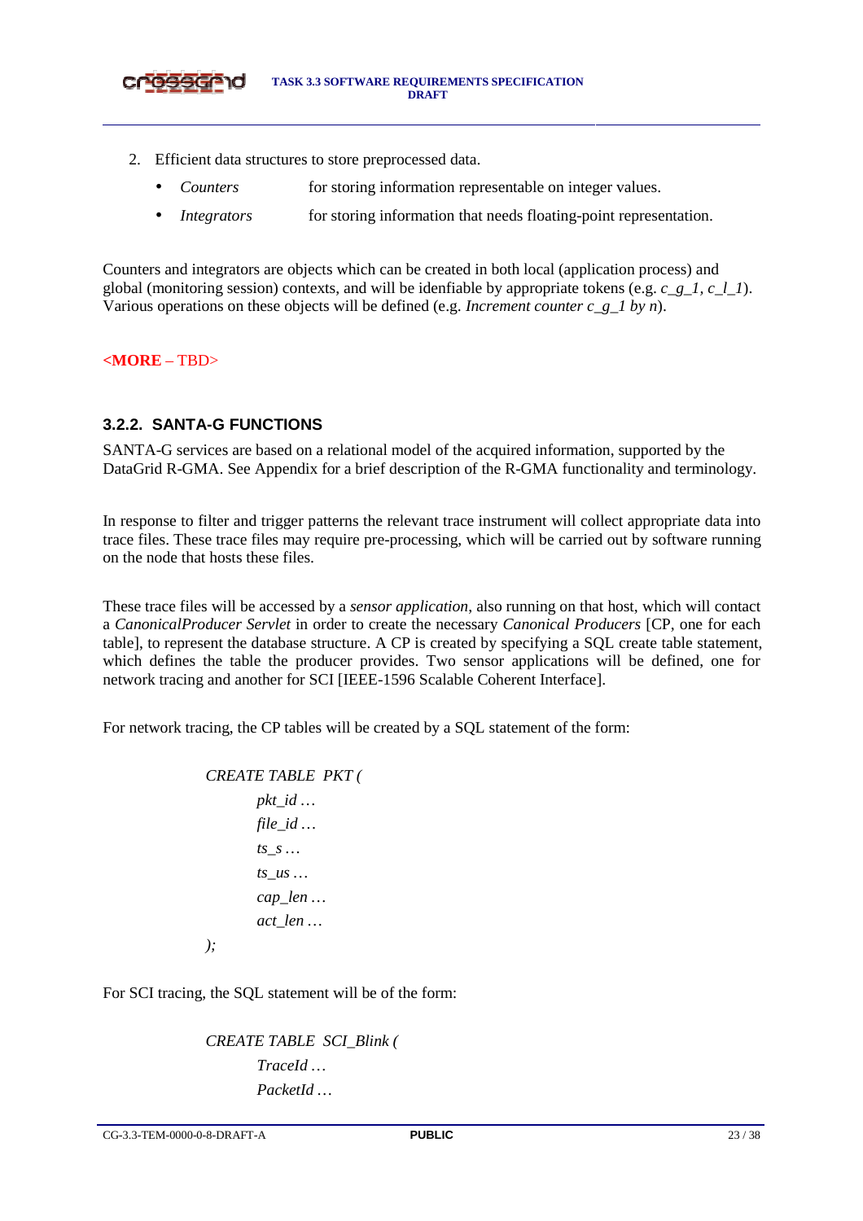2. Efficient data structures to store preprocessed data.

   - *Counters* for storing information representable on integer values.
   - *Integrators* for storing information that needs floating-point representation.

Counters and integrators are objects which can be created in both local (application process) and global (monitoring session) contexts, and will be idenfiable by appropriate tokens (e.g. *c_g_1*, *c_l_1*). Various operations on these objects will be defined (e.g. *Increment counter c_g_1 by n*).

<**MORE** – TBD>

### 3.2.2. SANTA-G FUNCTIONS

SANTA-G services are based on a relational model of the acquired information, supported by the DataGrid R-GMA. See Appendix for a brief description of the R-GMA functionality and terminology.

In response to filter and trigger patterns the relevant trace instrument will collect appropriate data into trace files. These trace files may require pre-processing, which will be carried out by software running on the node that hosts these files.

These trace files will be accessed by a *sensor application*, also running on that host, which will contact a *CanonicalProducer Servlet* in order to create the necessary *Canonical Producers* [CP, one for each table], to represent the database structure. A CP is created by specifying a SQL create table statement, which defines the table the producer provides. Two sensor applications will be defined, one for network tracing and another for SCI [IEEE-1596 Scalable Coherent Interface].

For network tracing, the CP tables will be created by a SQL statement of the form:

```
CREATE TABLE  PKT (
        pkt_id …
        file_id …
        ts_s …
        ts_us …
        cap_len …
        act_len …
);
```

For SCI tracing, the SQL statement will be of the form:

```
CREATE TABLE  SCI_Blink (
        TraceId …
        PacketId …
```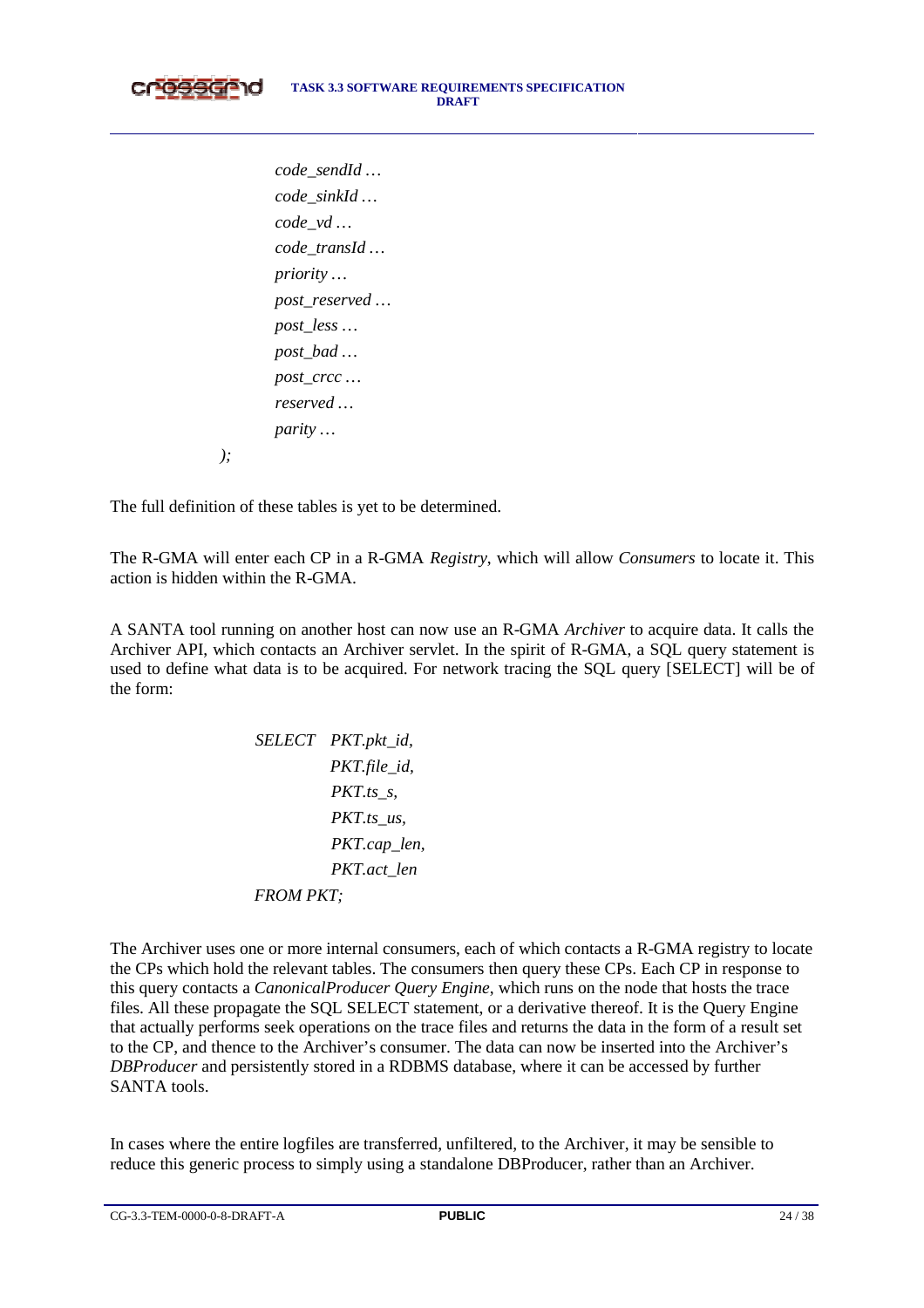```
        code_sendId …
        code_sinkId …
        code_vd …
        code_transId …
        priority …
        post_reserved …
        post_less …
        post_bad …
        post_crcc …
        reserved …
        parity …
);
```

The full definition of these tables is yet to be determined.

The R-GMA will enter each CP in a R-GMA *Registry*, which will allow *Consumers* to locate it. This action is hidden within the R-GMA.

A SANTA tool running on another host can now use an R-GMA *Archiver* to acquire data. It calls the Archiver API, which contacts an Archiver servlet. In the spirit of R-GMA, a SQL query statement is used to define what data is to be acquired. For network tracing the SQL query [SELECT] will be of the form:

```
SELECT  PKT.pkt_id,
        PKT.file_id,
        PKT.ts_s,
        PKT.ts_us,
        PKT.cap_len,
        PKT.act_len
FROM PKT;
```

The Archiver uses one or more internal consumers, each of which contacts a R-GMA registry to locate the CPs which hold the relevant tables. The consumers then query these CPs. Each CP in response to this query contacts a *CanonicalProducer Query Engine*, which runs on the node that hosts the trace files. All these propagate the SQL SELECT statement, or a derivative thereof. It is the Query Engine that actually performs seek operations on the trace files and returns the data in the form of a result set to the CP, and thence to the Archiver's consumer. The data can now be inserted into the Archiver's *DBProducer* and persistently stored in a RDBMS database, where it can be accessed by further SANTA tools.

In cases where the entire logfiles are transferred, unfiltered, to the Archiver, it may be sensible to reduce this generic process to simply using a standalone DBProducer, rather than an Archiver.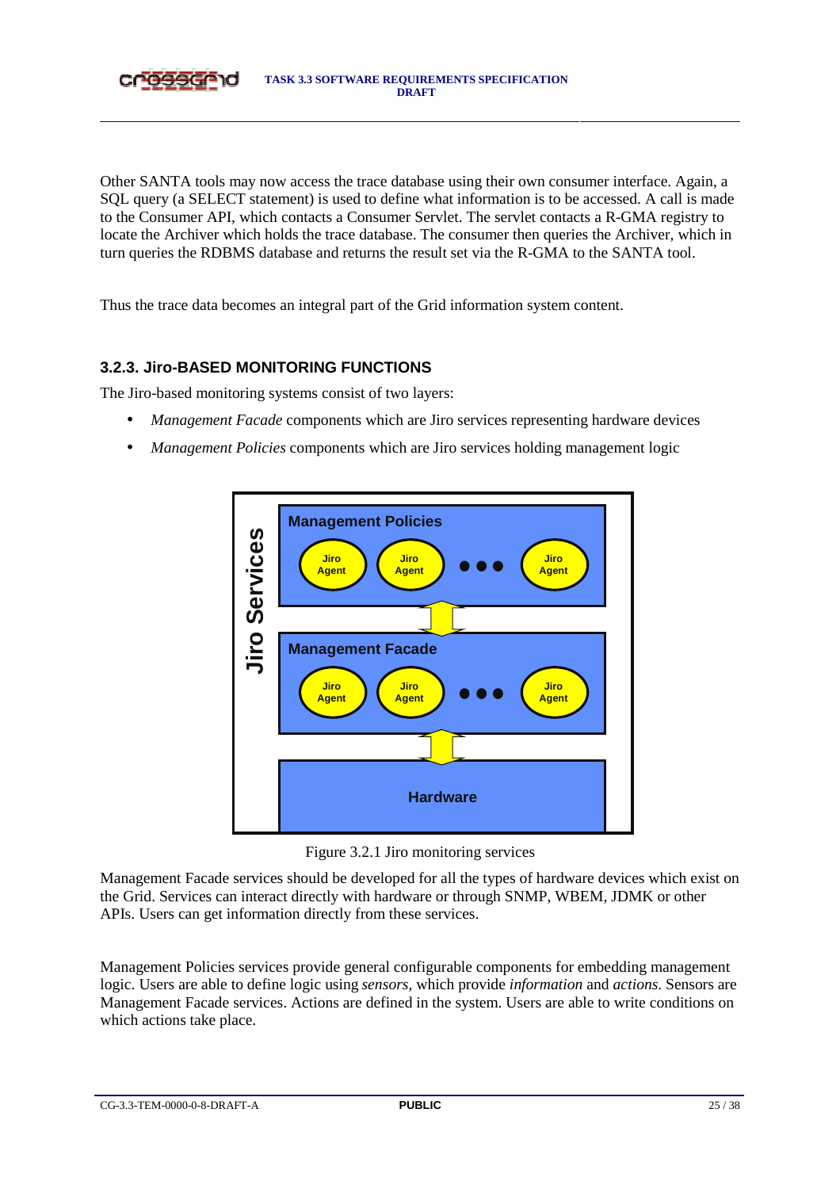Other SANTA tools may now access the trace database using their own consumer interface. Again, a SQL query (a SELECT statement) is used to define what information is to be accessed. A call is made to the Consumer API, which contacts a Consumer Servlet. The servlet contacts a R-GMA registry to locate the Archiver which holds the trace database. The consumer then queries the Archiver, which in turn queries the RDBMS database and returns the result set via the R-GMA to the SANTA tool.

Thus the trace data becomes an integral part of the Grid information system content.

### 3.2.3. Jiro-BASED MONITORING FUNCTIONS

The Jiro-based monitoring systems consist of two layers:

- *Management Facade* components which are Jiro services representing hardware devices
- *Management Policies* components which are Jiro services holding management logic

Figure 3.2.1 Jiro monitoring services

Management Facade services should be developed for all the types of hardware devices which exist on the Grid. Services can interact directly with hardware or through SNMP, WBEM, JDMK or other APIs. Users can get information directly from these services.

Management Policies services provide general configurable components for embedding management logic. Users are able to define logic using *sensors*, which provide *information* and *actions*. Sensors are Management Facade services. Actions are defined in the system. Users are able to write conditions on which actions take place.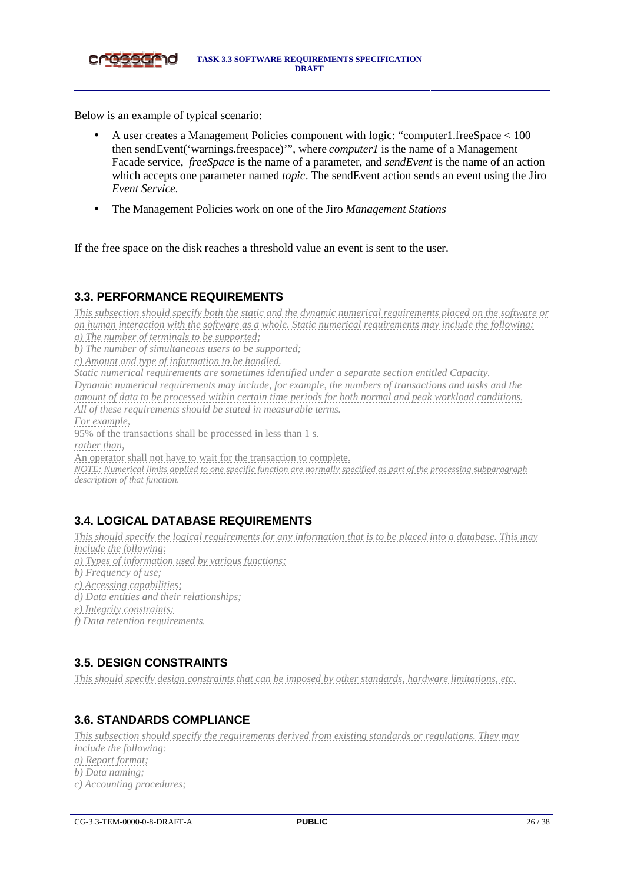Below is an example of typical scenario:

- A user creates a Management Policies component with logic: "computer1.freeSpace < 100 then sendEvent('warnings.freespace')", where *computer1* is the name of a Management Facade service, *freeSpace* is the name of a parameter, and *sendEvent* is the name of an action which accepts one parameter named *topic*. The sendEvent action sends an event using the Jiro *Event Service.*
- The Management Policies work on one of the Jiro *Management Stations*

If the free space on the disk reaches a threshold value an event is sent to the user.

## 3.3. PERFORMANCE REQUIREMENTS

*This subsection should specify both the static and the dynamic numerical requirements placed on the software or on human interaction with the software as a whole. Static numerical requirements may include the following:*
*a) The number of terminals to be supported;*
*b) The number of simultaneous users to be supported;*
*c) Amount and type of information to be handled.*
*Static numerical requirements are sometimes identified under a separate section entitled Capacity.*
*Dynamic numerical requirements may include, for example, the numbers of transactions and tasks and the amount of data to be processed within certain time periods for both normal and peak workload conditions.*
*All of these requirements should be stated in measurable terms.*
*For example,*
95% of the transactions shall be processed in less than 1 s.
*rather than,*
An operator shall not have to wait for the transaction to complete.
*NOTE: Numerical limits applied to one specific function are normally specified as part of the processing subparagraph description of that function.*

## 3.4. LOGICAL DATABASE REQUIREMENTS

*This should specify the logical requirements for any information that is to be placed into a database. This may include the following:*
*a) Types of information used by various functions;*
*b) Frequency of use;*
*c) Accessing capabilities;*
*d) Data entities and their relationships;*
*e) Integrity constraints;*
*f) Data retention requirements.*

## 3.5. DESIGN CONSTRAINTS

*This should specify design constraints that can be imposed by other standards, hardware limitations, etc.*

## 3.6. STANDARDS COMPLIANCE

*This subsection should specify the requirements derived from existing standards or regulations. They may include the following:*
*a) Report format;*
*b) Data naming;*
*c) Accounting procedures;*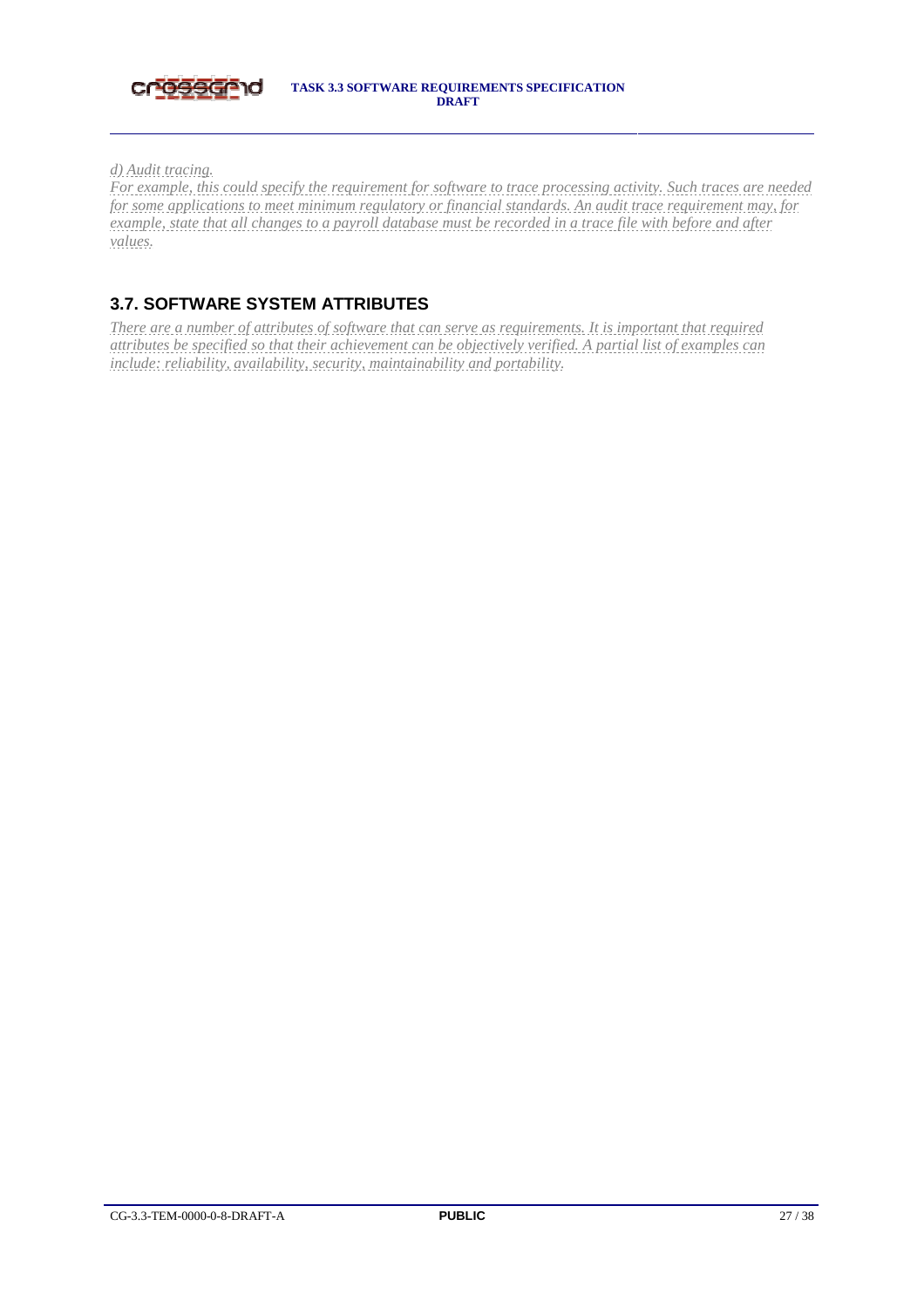*d) Audit tracing.*

*For example, this could specify the requirement for software to trace processing activity. Such traces are needed for some applications to meet minimum regulatory or financial standards. An audit trace requirement may, for example, state that all changes to a payroll database must be recorded in a trace file with before and after values.*

## 3.7. SOFTWARE SYSTEM ATTRIBUTES

*There are a number of attributes of software that can serve as requirements. It is important that required attributes be specified so that their achievement can be objectively verified. A partial list of examples can include: reliability, availability, security, maintainability and portability.*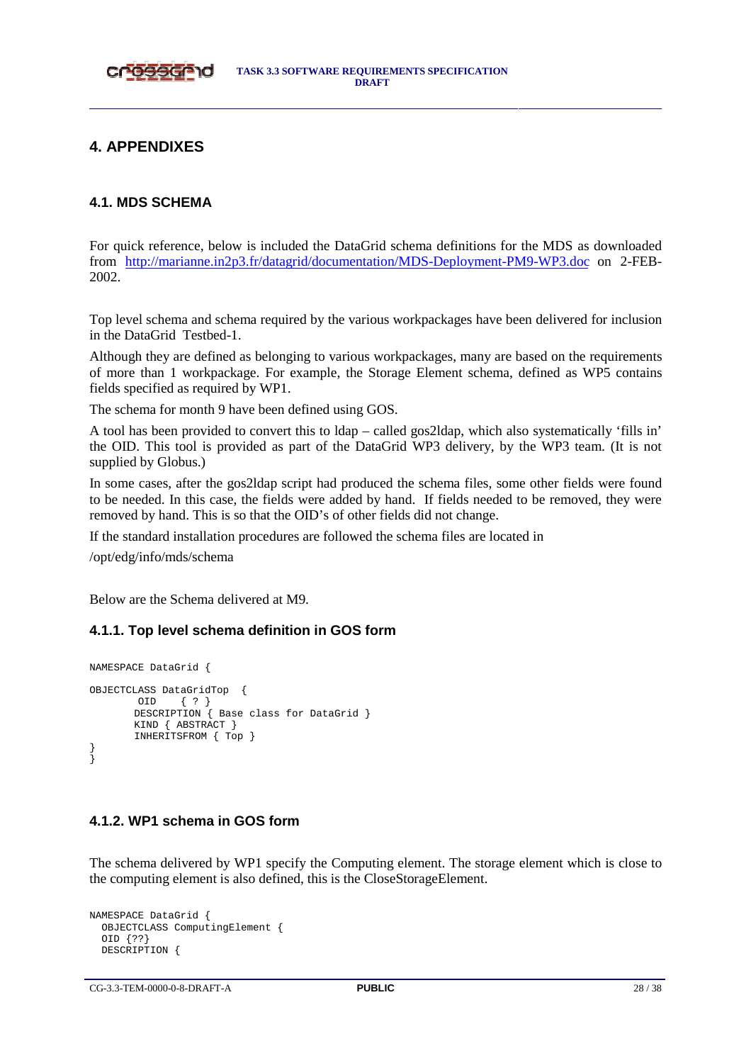# 4. APPENDIXES

## 4.1. MDS SCHEMA

For quick reference, below is included the DataGrid schema definitions for the MDS as downloaded from http://marianne.in2p3.fr/datagrid/documentation/MDS-Deployment-PM9-WP3.doc on 2-FEB-2002.

Top level schema and schema required by the various workpackages have been delivered for inclusion in the DataGrid Testbed-1.

Although they are defined as belonging to various workpackages, many are based on the requirements of more than 1 workpackage. For example, the Storage Element schema, defined as WP5 contains fields specified as required by WP1.

The schema for month 9 have been defined using GOS.

A tool has been provided to convert this to ldap – called gos2ldap, which also systematically 'fills in' the OID. This tool is provided as part of the DataGrid WP3 delivery, by the WP3 team. (It is not supplied by Globus.)

In some cases, after the gos2ldap script had produced the schema files, some other fields were found to be needed. In this case, the fields were added by hand. If fields needed to be removed, they were removed by hand. This is so that the OID's of other fields did not change.

If the standard installation procedures are followed the schema files are located in

/opt/edg/info/mds/schema

Below are the Schema delivered at M9.

### 4.1.1. Top level schema definition in GOS form

```
NAMESPACE DataGrid {

OBJECTCLASS DataGridTop  {
        OID    { ? }
       DESCRIPTION { Base class for DataGrid }
       KIND { ABSTRACT }
       INHERITSFROM { Top }
}
}
```

### 4.1.2. WP1 schema in GOS form

The schema delivered by WP1 specify the Computing element. The storage element which is close to the computing element is also defined, this is the CloseStorageElement.

```
NAMESPACE DataGrid {
  OBJECTCLASS ComputingElement {
  OID {??}
  DESCRIPTION {
```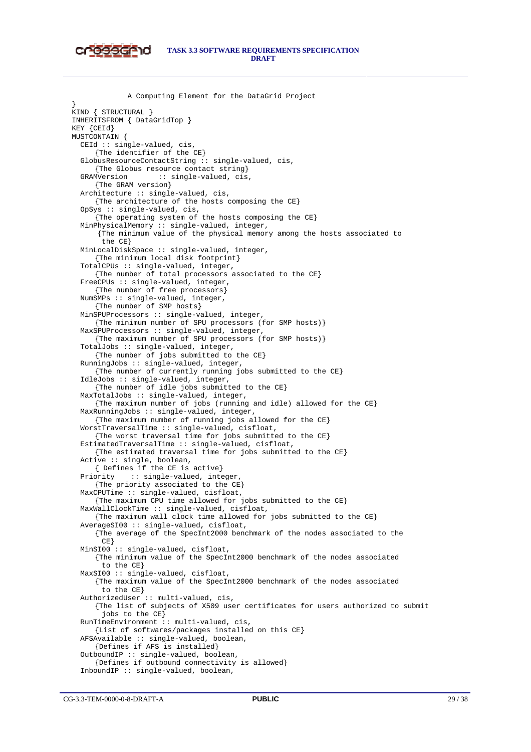```
             A Computing Element for the DataGrid Project
}
KIND { STRUCTURAL }
INHERITSFROM { DataGridTop }
KEY {CEId}
MUSTCONTAIN {
  CEId :: single-valued, cis,
      {The identifier of the CE}
  GlobusResourceContactString :: single-valued, cis,
      {The Globus resource contact string}
  GRAMVersion        :: single-valued, cis,
      {The GRAM version}
  Architecture :: single-valued, cis,
      {The architecture of the hosts composing the CE}
  OpSys :: single-valued, cis,
      {The operating system of the hosts composing the CE}
  MinPhysicalMemory :: single-valued, integer,
       {The minimum value of the physical memory among the hosts associated to
        the CE}
  MinLocalDiskSpace :: single-valued, integer,
      {The minimum local disk footprint}
  TotalCPUs :: single-valued, integer,
      {The number of total processors associated to the CE}
  FreeCPUs :: single-valued, integer,
      {The number of free processors}
  NumSMPs :: single-valued, integer,
      {The number of SMP hosts}
  MinSPUProcessors :: single-valued, integer,
      {The minimum number of SPU processors (for SMP hosts)}
  MaxSPUProcessors :: single-valued, integer,
      {The maximum number of SPU processors (for SMP hosts)}
  TotalJobs :: single-valued, integer,
      {The number of jobs submitted to the CE}
  RunningJobs :: single-valued, integer,
      {The number of currently running jobs submitted to the CE}
  IdleJobs :: single-valued, integer,
      {The number of idle jobs submitted to the CE}
  MaxTotalJobs :: single-valued, integer,
      {The maximum number of jobs (running and idle) allowed for the CE}
  MaxRunningJobs :: single-valued, integer,
      {The maximum number of running jobs allowed for the CE}
  WorstTraversalTime :: single-valued, cisfloat,
      {The worst traversal time for jobs submitted to the CE}
  EstimatedTraversalTime :: single-valued, cisfloat,
      {The estimated traversal time for jobs submitted to the CE}
  Active :: single, boolean,
      { Defines if the CE is active}
  Priority    :: single-valued, integer,
      {The priority associated to the CE}
  MaxCPUTime :: single-valued, cisfloat,
      {The maximum CPU time allowed for jobs submitted to the CE}
  MaxWallClockTime :: single-valued, cisfloat,
      {The maximum wall clock time allowed for jobs submitted to the CE}
  AverageSI00 :: single-valued, cisfloat,
      {The average of the SpecInt2000 benchmark of the nodes associated to the
        CE}
  MinSI00 :: single-valued, cisfloat,
      {The minimum value of the SpecInt2000 benchmark of the nodes associated
        to the CE}
  MaxSI00 :: single-valued, cisfloat,
      {The maximum value of the SpecInt2000 benchmark of the nodes associated
        to the CE}
  AuthorizedUser :: multi-valued, cis,
      {The list of subjects of X509 user certificates for users authorized to submit
        jobs to the CE}
  RunTimeEnvironment :: multi-valued, cis,
      {List of softwares/packages installed on this CE}
  AFSAvailable :: single-valued, boolean,
      {Defines if AFS is installed}
  OutboundIP :: single-valued, boolean,
      {Defines if outbound connectivity is allowed}
  InboundIP :: single-valued, boolean,
```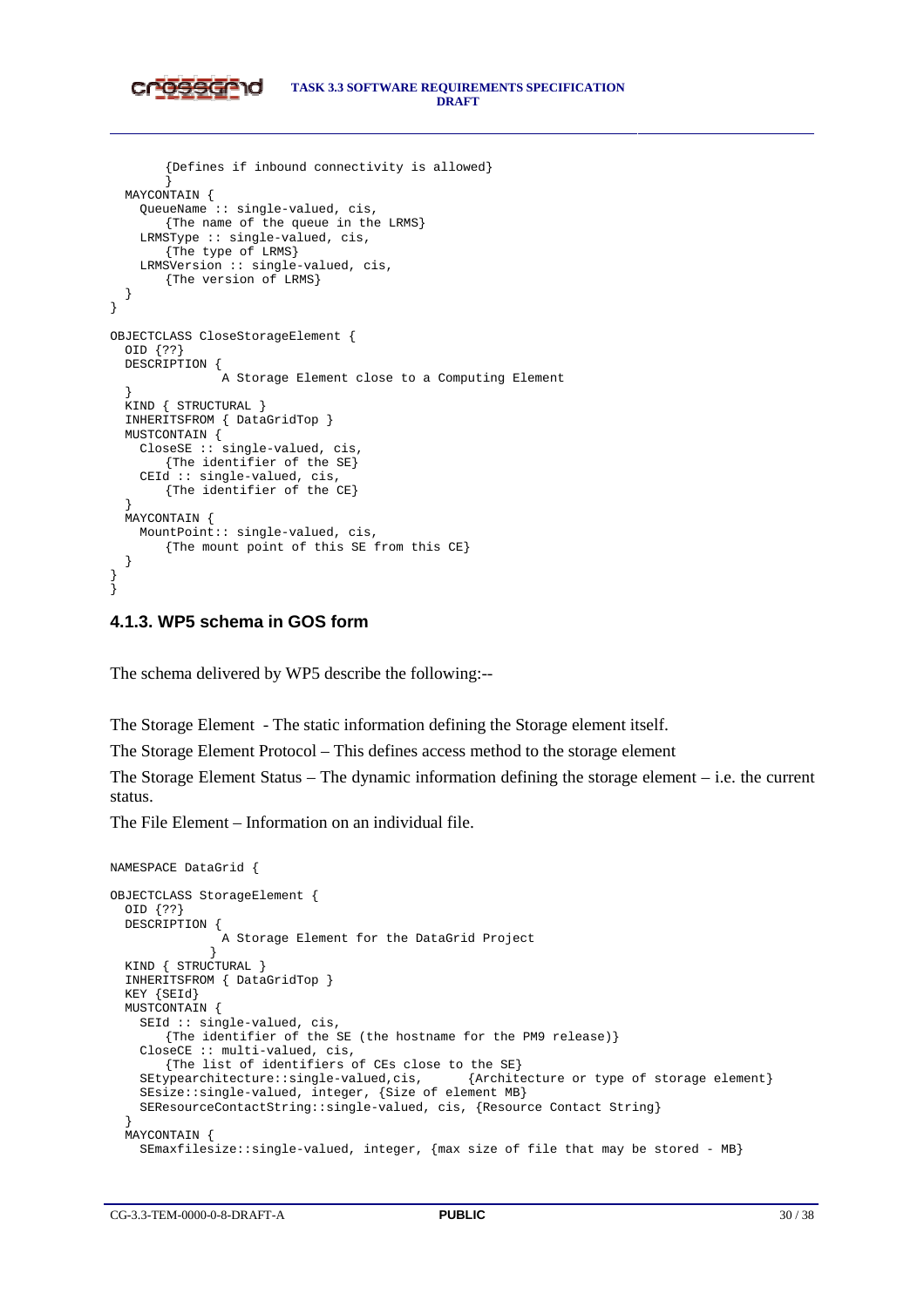```
        {Defines if inbound connectivity is allowed}
        }
  MAYCONTAIN {
    QueueName :: single-valued, cis,
        {The name of the queue in the LRMS}
    LRMSType :: single-valued, cis,
        {The type of LRMS}
    LRMSVersion :: single-valued, cis,
        {The version of LRMS}
  }
}

OBJECTCLASS CloseStorageElement {
  OID {??}
  DESCRIPTION {
              A Storage Element close to a Computing Element
  }
  KIND { STRUCTURAL }
  INHERITSFROM { DataGridTop }
  MUSTCONTAIN {
    CloseSE :: single-valued, cis,
        {The identifier of the SE}
    CEId :: single-valued, cis,
        {The identifier of the CE}
  }
  MAYCONTAIN {
    MountPoint:: single-valued, cis,
        {The mount point of this SE from this CE}
  }
}
}
```

### 4.1.3. WP5 schema in GOS form

The schema delivered by WP5 describe the following:--

The Storage Element - The static information defining the Storage element itself.

The Storage Element Protocol – This defines access method to the storage element

The Storage Element Status – The dynamic information defining the storage element – i.e. the current status.

The File Element – Information on an individual file.

```
NAMESPACE DataGrid {

OBJECTCLASS StorageElement {
  OID {??}
  DESCRIPTION {
              A Storage Element for the DataGrid Project
             }
  KIND { STRUCTURAL }
  INHERITSFROM { DataGridTop }
  KEY {SEId}
  MUSTCONTAIN {
    SEId :: single-valued, cis,
        {The identifier of the SE (the hostname for the PM9 release)}
    CloseCE :: multi-valued, cis,
        {The list of identifiers of CEs close to the SE}
    SEtypearchitecture::single-valued,cis,      {Architecture or type of storage element}
    SEsize::single-valued, integer, {Size of element MB}
    SEResourceContactString::single-valued, cis, {Resource Contact String}
  }
  MAYCONTAIN {
    SEmaxfilesize::single-valued, integer, {max size of file that may be stored - MB}
```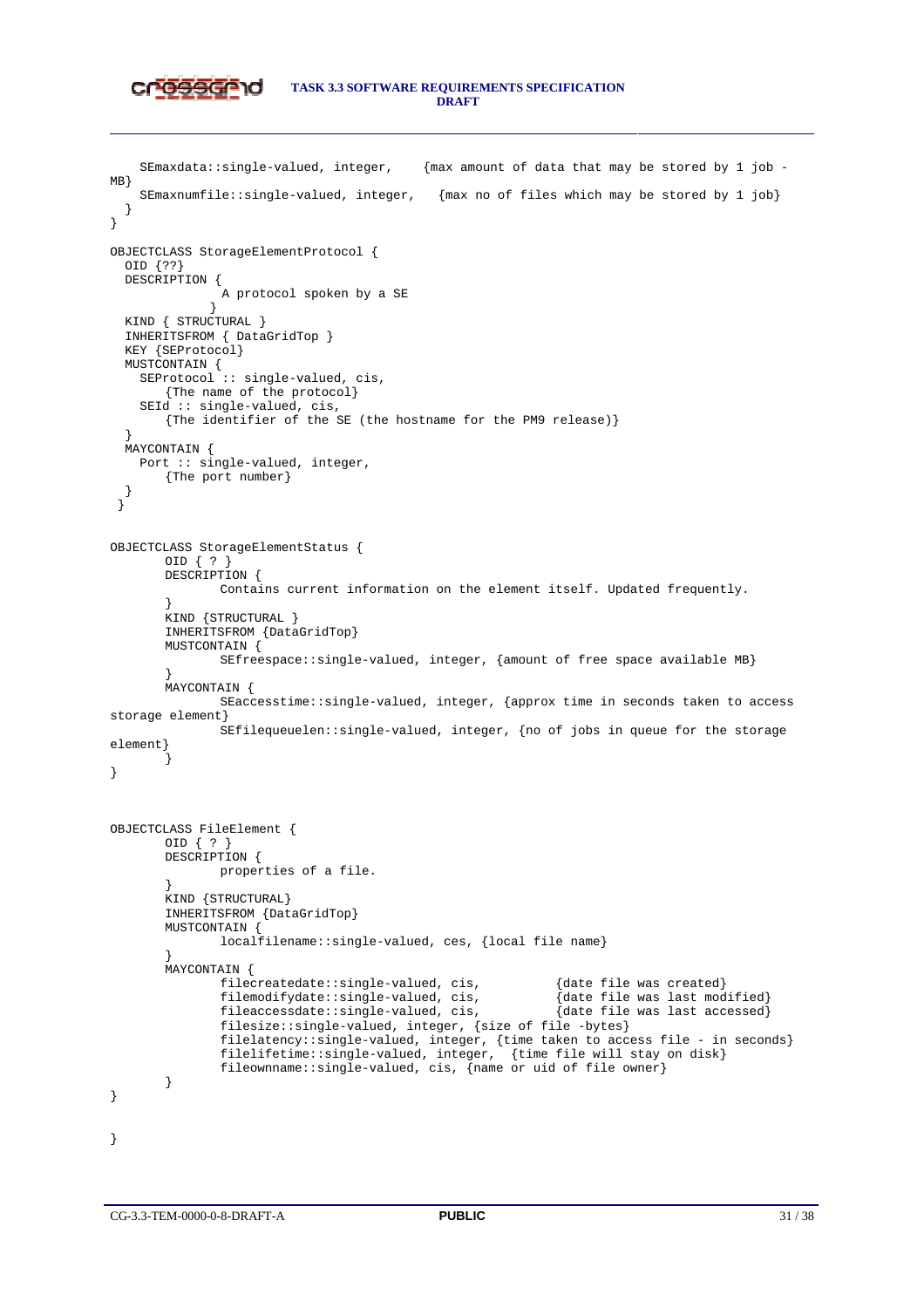```
    SEmaxdata::single-valued, integer,    {max amount of data that may be stored by 1 job -
MB}
    SEmaxnumfile::single-valued, integer,   {max no of files which may be stored by 1 job}
  }
}

OBJECTCLASS StorageElementProtocol {
  OID {??}
  DESCRIPTION {
             A protocol spoken by a SE
            }
  KIND { STRUCTURAL }
  INHERITSFROM { DataGridTop }
  KEY {SEProtocol}
  MUSTCONTAIN {
    SEProtocol :: single-valued, cis,
        {The name of the protocol}
    SEId :: single-valued, cis,
        {The identifier of the SE (the hostname for the PM9 release)}
  }
  MAYCONTAIN {
    Port :: single-valued, integer,
        {The port number}
  }
 }


OBJECTCLASS StorageElementStatus {
       OID { ? }
       DESCRIPTION {
              Contains current information on the element itself. Updated frequently.
       }
       KIND {STRUCTURAL }
       INHERITSFROM {DataGridTop}
       MUSTCONTAIN {
              SEfreespace::single-valued, integer, {amount of free space available MB}
       }
       MAYCONTAIN {
              SEaccesstime::single-valued, integer, {approx time in seconds taken to access
storage element}
              SEfilequeuelen::single-valued, integer, {no of jobs in queue for the storage
element}
       }
}



OBJECTCLASS FileElement {
       OID { ? }
       DESCRIPTION {
              properties of a file.
       }
       KIND {STRUCTURAL}
       INHERITSFROM {DataGridTop}
       MUSTCONTAIN {
              localfilename::single-valued, ces, {local file name}
       }
       MAYCONTAIN {
              filecreatedate::single-valued, cis,          {date file was created}
              filemodifydate::single-valued, cis,          {date file was last modified}
              fileaccessdate::single-valued, cis,          {date file was last accessed}
              filesize::single-valued, integer, {size of file -bytes}
              filelatency::single-valued, integer, {time taken to access file - in seconds}
              filelifetime::single-valued, integer,  {time file will stay on disk}
              fileownname::single-valued, cis, {name or uid of file owner}
       }
}


}
```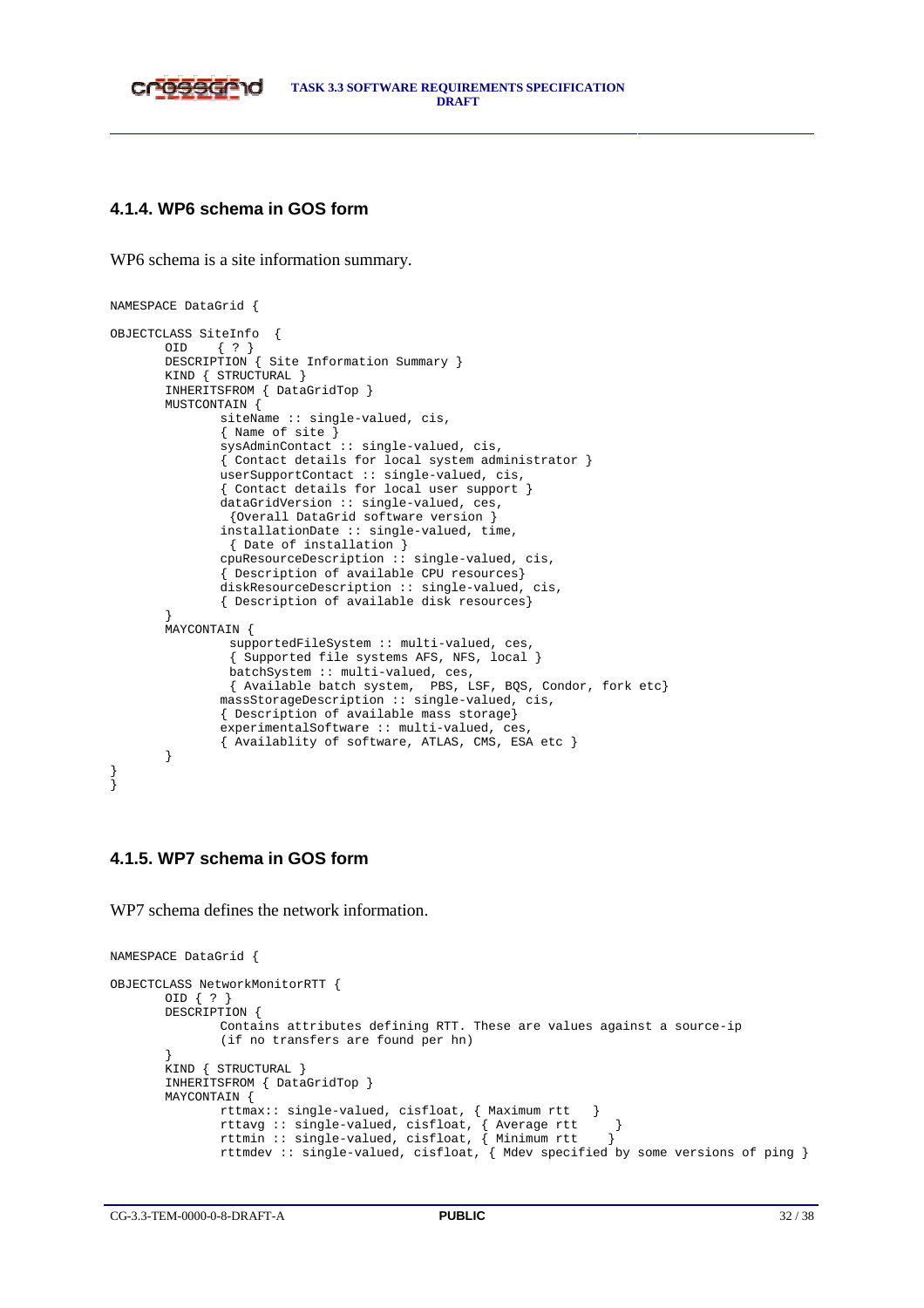### 4.1.4. WP6 schema in GOS form

WP6 schema is a site information summary.

```
NAMESPACE DataGrid {

OBJECTCLASS SiteInfo  {
       OID    { ? }
       DESCRIPTION { Site Information Summary }
       KIND { STRUCTURAL }
       INHERITSFROM { DataGridTop }
       MUSTCONTAIN {
              siteName :: single-valued, cis,
              { Name of site }
              sysAdminContact :: single-valued, cis,
              { Contact details for local system administrator }
              userSupportContact :: single-valued, cis,
              { Contact details for local user support }
              dataGridVersion :: single-valued, ces,
               {Overall DataGrid software version }
              installationDate :: single-valued, time,
               { Date of installation }
              cpuResourceDescription :: single-valued, cis,
              { Description of available CPU resources}
              diskResourceDescription :: single-valued, cis,
              { Description of available disk resources}
       }
       MAYCONTAIN {
               supportedFileSystem :: multi-valued, ces,
               { Supported file systems AFS, NFS, local }
               batchSystem :: multi-valued, ces,
               { Available batch system,  PBS, LSF, BQS, Condor, fork etc}
              massStorageDescription :: single-valued, cis,
              { Description of available mass storage}
              experimentalSoftware :: multi-valued, ces,
              { Availablity of software, ATLAS, CMS, ESA etc }
       }
}
}
```

### 4.1.5. WP7 schema in GOS form

WP7 schema defines the network information.

```
NAMESPACE DataGrid {

OBJECTCLASS NetworkMonitorRTT {
       OID { ? }
       DESCRIPTION {
              Contains attributes defining RTT. These are values against a source-ip
              (if no transfers are found per hn)
       }
       KIND { STRUCTURAL }
       INHERITSFROM { DataGridTop }
       MAYCONTAIN {
              rttmax:: single-valued, cisfloat, { Maximum rtt   }
              rttavg :: single-valued, cisfloat, { Average rtt     }
              rttmin :: single-valued, cisfloat, { Minimum rtt    }
              rttmdev :: single-valued, cisfloat, { Mdev specified by some versions of ping }
```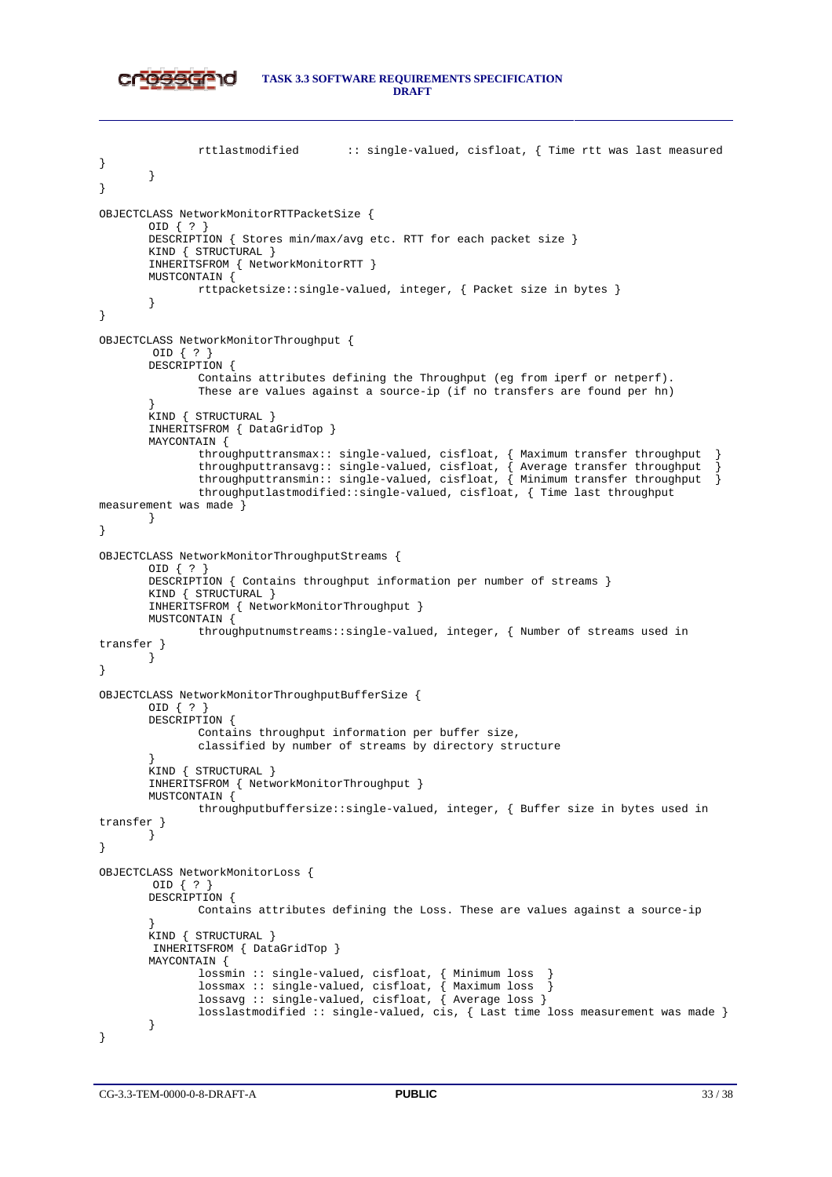```
                rttlastmodified       :: single-valued, cisfloat, { Time rtt was last measured
}
        }
}

OBJECTCLASS NetworkMonitorRTTPacketSize {
        OID { ? }
        DESCRIPTION { Stores min/max/avg etc. RTT for each packet size }
        KIND { STRUCTURAL }
        INHERITSFROM { NetworkMonitorRTT }
        MUSTCONTAIN {
                rttpacketsize::single-valued, integer, { Packet size in bytes }
        }
}

OBJECTCLASS NetworkMonitorThroughput {
         OID { ? }
        DESCRIPTION {
                Contains attributes defining the Throughput (eg from iperf or netperf).
                These are values against a source-ip (if no transfers are found per hn)
        }
        KIND { STRUCTURAL }
        INHERITSFROM { DataGridTop }
        MAYCONTAIN {
                throughputtransmax:: single-valued, cisfloat, { Maximum transfer throughput  }
                throughputtransavg:: single-valued, cisfloat, { Average transfer throughput  }
                throughputtransmin:: single-valued, cisfloat, { Minimum transfer throughput  }
                throughputlastmodified::single-valued, cisfloat, { Time last throughput
measurement was made }
        }
}

OBJECTCLASS NetworkMonitorThroughputStreams {
        OID { ? }
        DESCRIPTION { Contains throughput information per number of streams }
        KIND { STRUCTURAL }
        INHERITSFROM { NetworkMonitorThroughput }
        MUSTCONTAIN {
                throughputnumstreams::single-valued, integer, { Number of streams used in
transfer }
        }
}

OBJECTCLASS NetworkMonitorThroughputBufferSize {
        OID { ? }
        DESCRIPTION {
                Contains throughput information per buffer size,
                classified by number of streams by directory structure
        }
        KIND { STRUCTURAL }
        INHERITSFROM { NetworkMonitorThroughput }
        MUSTCONTAIN {
                throughputbuffersize::single-valued, integer, { Buffer size in bytes used in
transfer }
        }
}

OBJECTCLASS NetworkMonitorLoss {
         OID { ? }
        DESCRIPTION {
                Contains attributes defining the Loss. These are values against a source-ip
        }
        KIND { STRUCTURAL }
         INHERITSFROM { DataGridTop }
        MAYCONTAIN {
                lossmin :: single-valued, cisfloat, { Minimum loss  }
                lossmax :: single-valued, cisfloat, { Maximum loss  }
                lossavg :: single-valued, cisfloat, { Average loss }
                losslastmodified :: single-valued, cis, { Last time loss measurement was made }
        }
}
```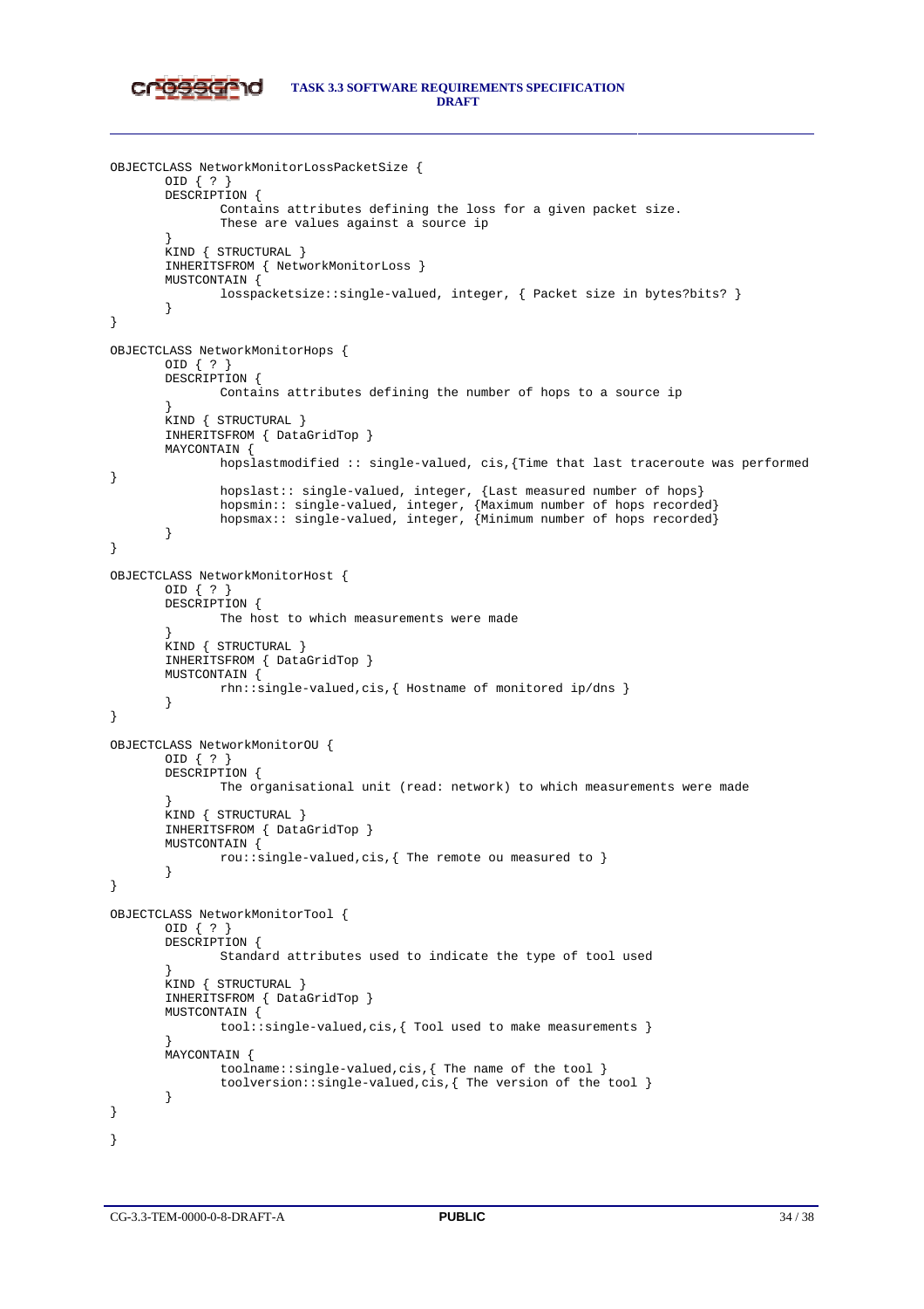```
OBJECTCLASS NetworkMonitorLossPacketSize {
       OID { ? }
       DESCRIPTION {
              Contains attributes defining the loss for a given packet size.
              These are values against a source ip
       }
       KIND { STRUCTURAL }
       INHERITSFROM { NetworkMonitorLoss }
       MUSTCONTAIN {
              losspacketsize::single-valued, integer, { Packet size in bytes?bits? }
       }
}

OBJECTCLASS NetworkMonitorHops {
       OID { ? }
       DESCRIPTION {
              Contains attributes defining the number of hops to a source ip
       }
       KIND { STRUCTURAL }
       INHERITSFROM { DataGridTop }
       MAYCONTAIN {
              hopslastmodified :: single-valued, cis,{Time that last traceroute was performed
}
              hopslast:: single-valued, integer, {Last measured number of hops}
              hopsmin:: single-valued, integer, {Maximum number of hops recorded}
              hopsmax:: single-valued, integer, {Minimum number of hops recorded}
       }
}

OBJECTCLASS NetworkMonitorHost {
       OID { ? }
       DESCRIPTION {
              The host to which measurements were made
       }
       KIND { STRUCTURAL }
       INHERITSFROM { DataGridTop }
       MUSTCONTAIN {
              rhn::single-valued,cis,{ Hostname of monitored ip/dns }
       }
}

OBJECTCLASS NetworkMonitorOU {
       OID { ? }
       DESCRIPTION {
              The organisational unit (read: network) to which measurements were made
       }
       KIND { STRUCTURAL }
       INHERITSFROM { DataGridTop }
       MUSTCONTAIN {
              rou::single-valued,cis,{ The remote ou measured to }
       }
}

OBJECTCLASS NetworkMonitorTool {
       OID { ? }
       DESCRIPTION {
              Standard attributes used to indicate the type of tool used
       }
       KIND { STRUCTURAL }
       INHERITSFROM { DataGridTop }
       MUSTCONTAIN {
              tool::single-valued,cis,{ Tool used to make measurements }
       }
       MAYCONTAIN {
              toolname::single-valued,cis,{ The name of the tool }
              toolversion::single-valued,cis,{ The version of the tool }
       }
}

}
```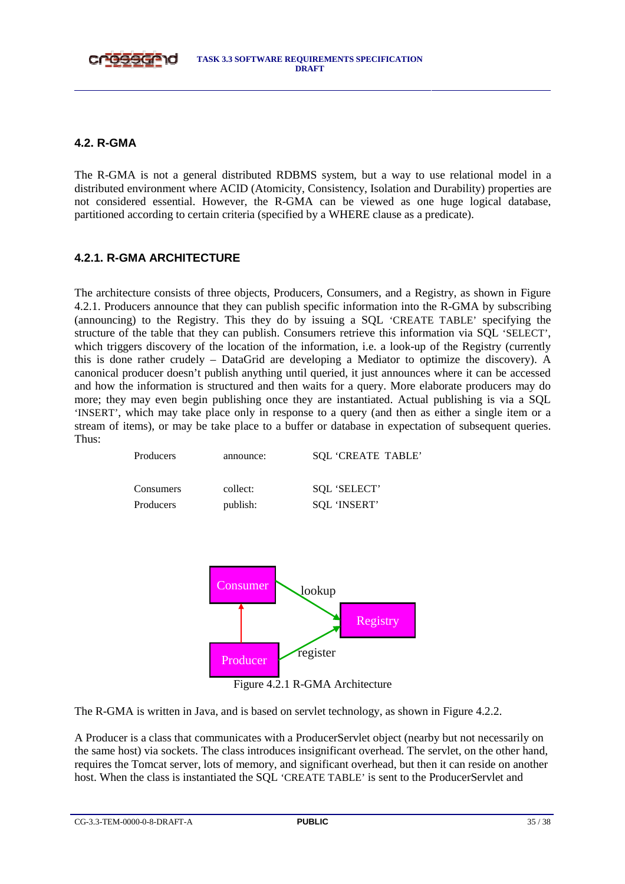## 4.2. R-GMA

The R-GMA is not a general distributed RDBMS system, but a way to use relational model in a distributed environment where ACID (Atomicity, Consistency, Isolation and Durability) properties are not considered essential. However, the R-GMA can be viewed as one huge logical database, partitioned according to certain criteria (specified by a WHERE clause as a predicate).

### 4.2.1. R-GMA ARCHITECTURE

The architecture consists of three objects, Producers, Consumers, and a Registry, as shown in Figure 4.2.1. Producers announce that they can publish specific information into the R-GMA by subscribing (announcing) to the Registry. This they do by issuing a SQL 'CREATE TABLE' specifying the structure of the table that they can publish. Consumers retrieve this information via SQL 'SELECT', which triggers discovery of the location of the information, i.e. a look-up of the Registry (currently this is done rather crudely – DataGrid are developing a Mediator to optimize the discovery). A canonical producer doesn't publish anything until queried, it just announces where it can be accessed and how the information is structured and then waits for a query. More elaborate producers may do more; they may even begin publishing once they are instantiated. Actual publishing is via a SQL 'INSERT', which may take place only in response to a query (and then as either a single item or a stream of items), or may be take place to a buffer or database in expectation of subsequent queries. Thus:

| | | |
|---|---|---|
| Producers | announce: | SQL 'CREATE TABLE' |
| Consumers | collect: | SQL 'SELECT' |
| Producers | publish: | SQL 'INSERT' |

Figure 4.2.1 R-GMA Architecture

The R-GMA is written in Java, and is based on servlet technology, as shown in Figure 4.2.2.

A Producer is a class that communicates with a ProducerServlet object (nearby but not necessarily on the same host) via sockets. The class introduces insignificant overhead. The servlet, on the other hand, requires the Tomcat server, lots of memory, and significant overhead, but then it can reside on another host. When the class is instantiated the SQL 'CREATE TABLE' is sent to the ProducerServlet and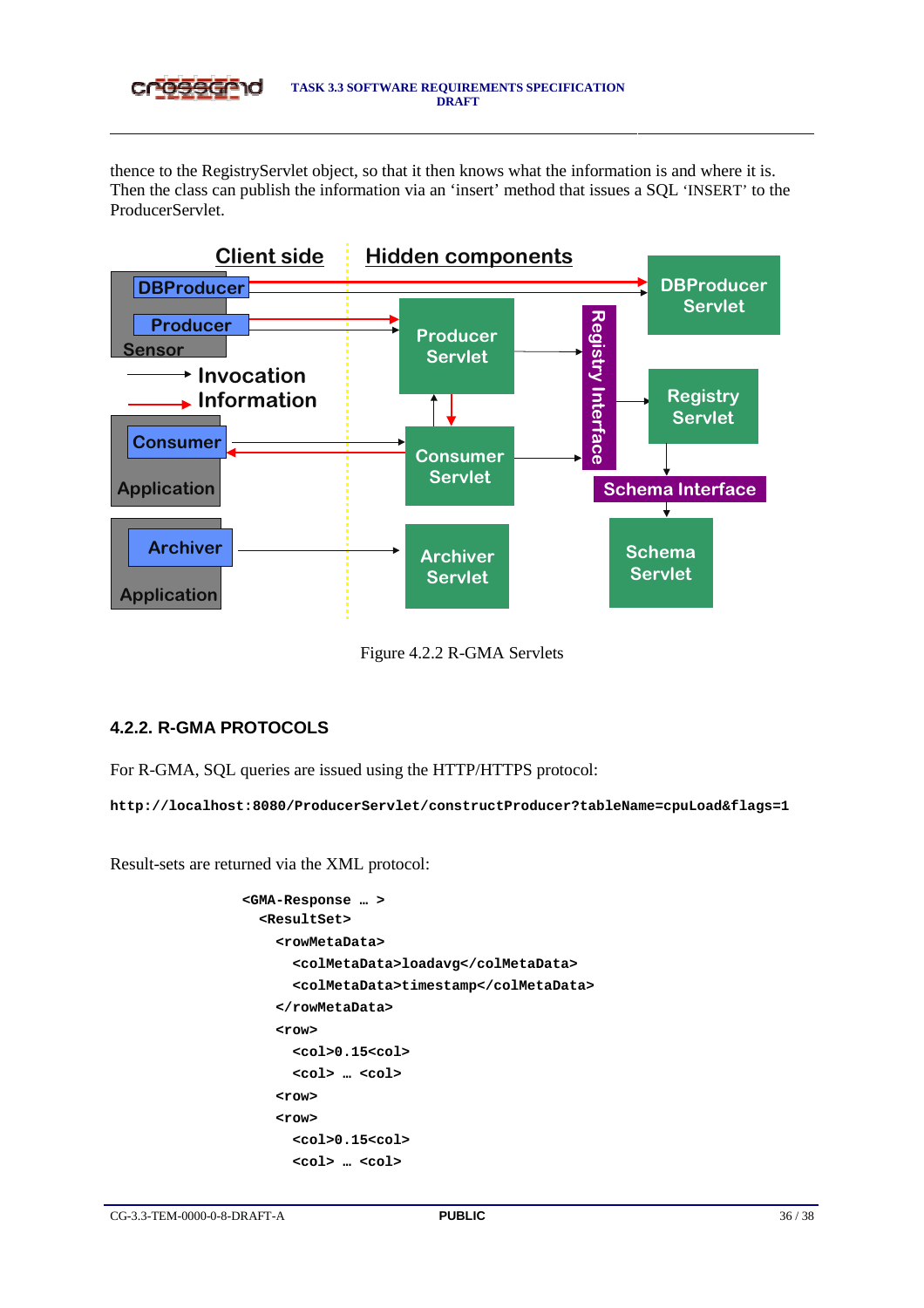thence to the RegistryServlet object, so that it then knows what the information is and where it is. Then the class can publish the information via an 'insert' method that issues a SQL 'INSERT' to the ProducerServlet.

Figure 4.2.2 R-GMA Servlets

## 4.2.2. R-GMA PROTOCOLS

For R-GMA, SQL queries are issued using the HTTP/HTTPS protocol:

```
http://localhost:8080/ProducerServlet/constructProducer?tableName=cpuLoad&flags=1
```

Result-sets are returned via the XML protocol:

```
<GMA-Response … >
  <ResultSet>
    <rowMetaData>
      <colMetaData>loadavg</colMetaData>
      <colMetaData>timestamp</colMetaData>
    </rowMetaData>
    <row>
      <col>0.15<col>
      <col> … <col>
    <row>
    <row>
      <col>0.15<col>
      <col> … <col>
```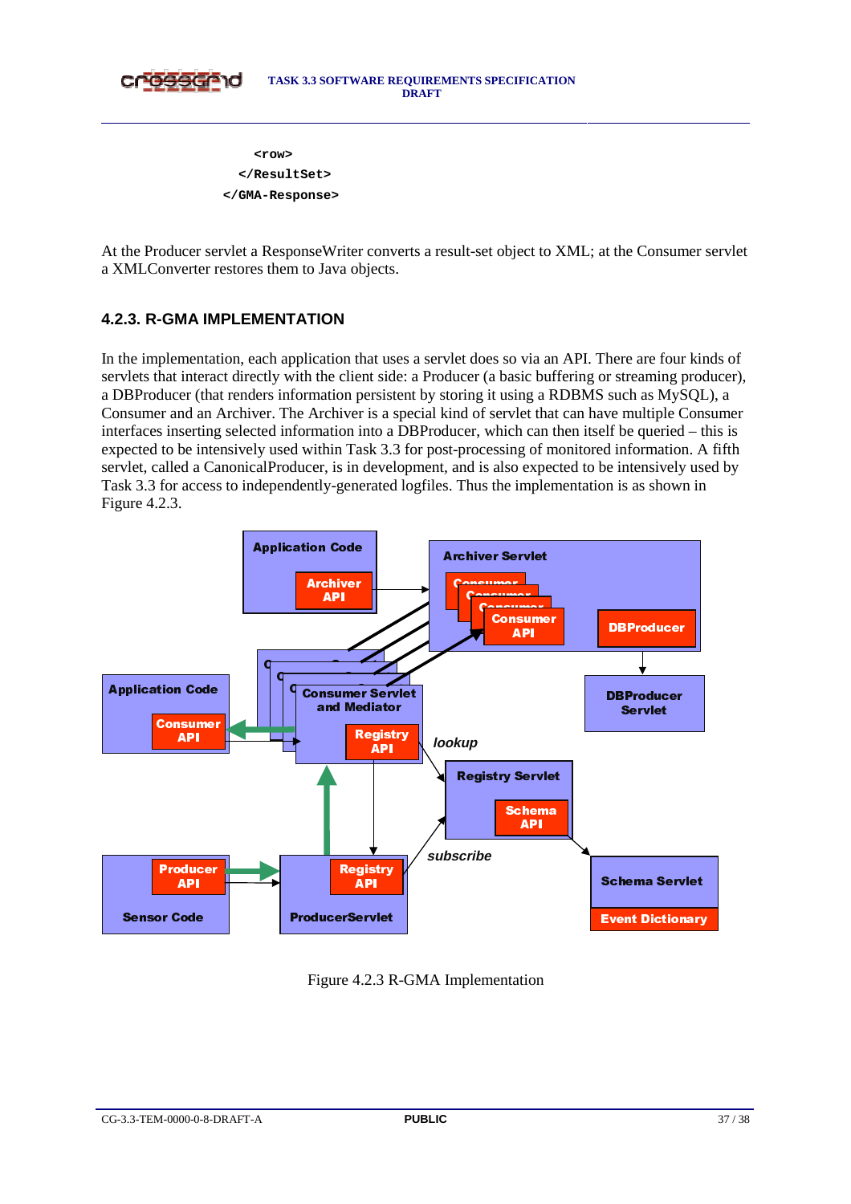```
<row>
</ResultSet>
</GMA-Response>
```

At the Producer servlet a ResponseWriter converts a result-set object to XML; at the Consumer servlet a XMLConverter restores them to Java objects.

### 4.2.3. R-GMA IMPLEMENTATION

In the implementation, each application that uses a servlet does so via an API. There are four kinds of servlets that interact directly with the client side: a Producer (a basic buffering or streaming producer), a DBProducer (that renders information persistent by storing it using a RDBMS such as MySQL), a Consumer and an Archiver. The Archiver is a special kind of servlet that can have multiple Consumer interfaces inserting selected information into a DBProducer, which can then itself be queried – this is expected to be intensively used within Task 3.3 for post-processing of monitored information. A fifth servlet, called a CanonicalProducer, is in development, and is also expected to be intensively used by Task 3.3 for access to independently-generated logfiles. Thus the implementation is as shown in Figure 4.2.3.

Figure 4.2.3 R-GMA Implementation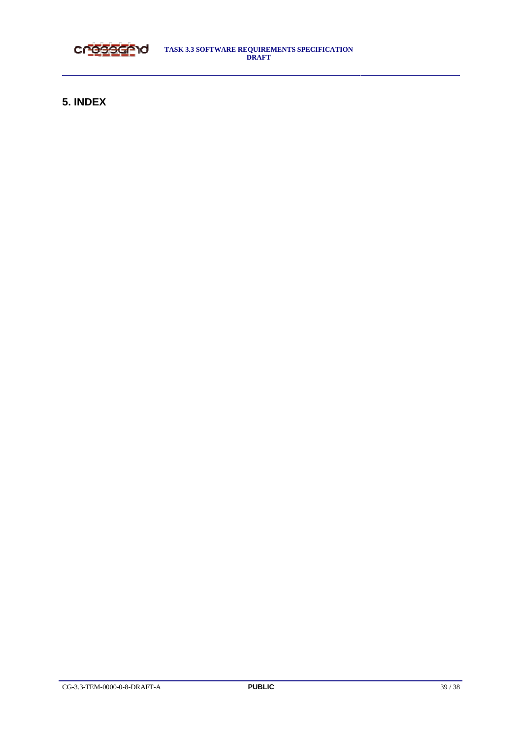# 5. INDEX